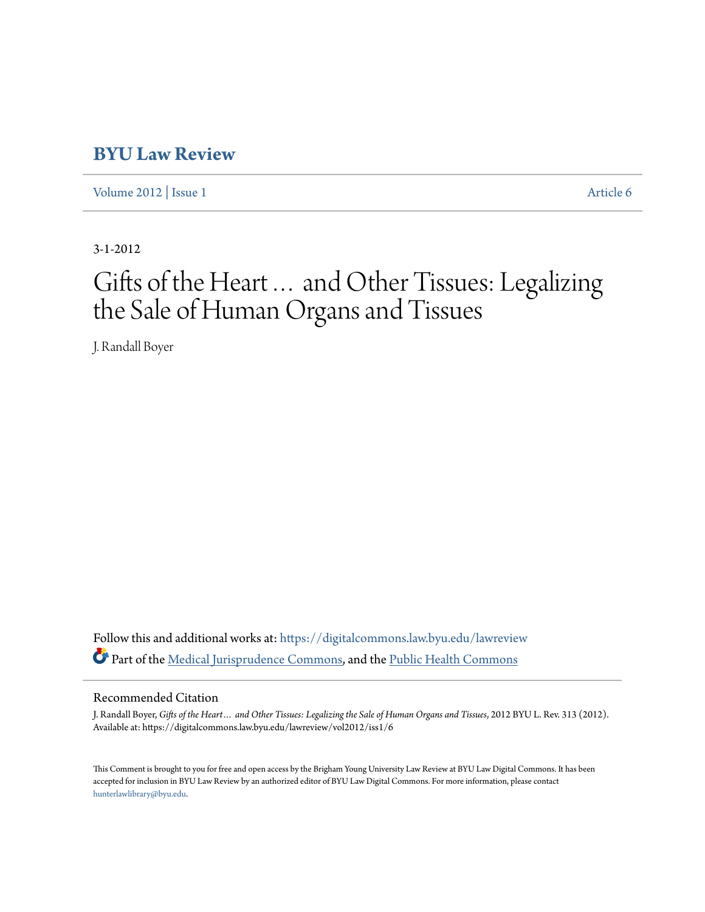# BYU Law Review

Volume 2012 | Issue 1 Article 6

3-1-2012

# Gifts of the Heart … and Other Tissues: Legalizing the Sale of Human Organs and Tissues

J. Randall Boyer

Follow this and additional works at: https://digitalcommons.law.byu.edu/lawreview

Part of the Medical Jurisprudence Commons, and the Public Health Commons

## Recommended Citation

J. Randall Boyer, *Gifts of the Heart… and Other Tissues: Legalizing the Sale of Human Organs and Tissues*, 2012 BYU L. Rev. 313 (2012).
Available at: https://digitalcommons.law.byu.edu/lawreview/vol2012/iss1/6

This Comment is brought to you for free and open access by the Brigham Young University Law Review at BYU Law Digital Commons. It has been accepted for inclusion in BYU Law Review by an authorized editor of BYU Law Digital Commons. For more information, please contact hunterlawlibrary@byu.edu.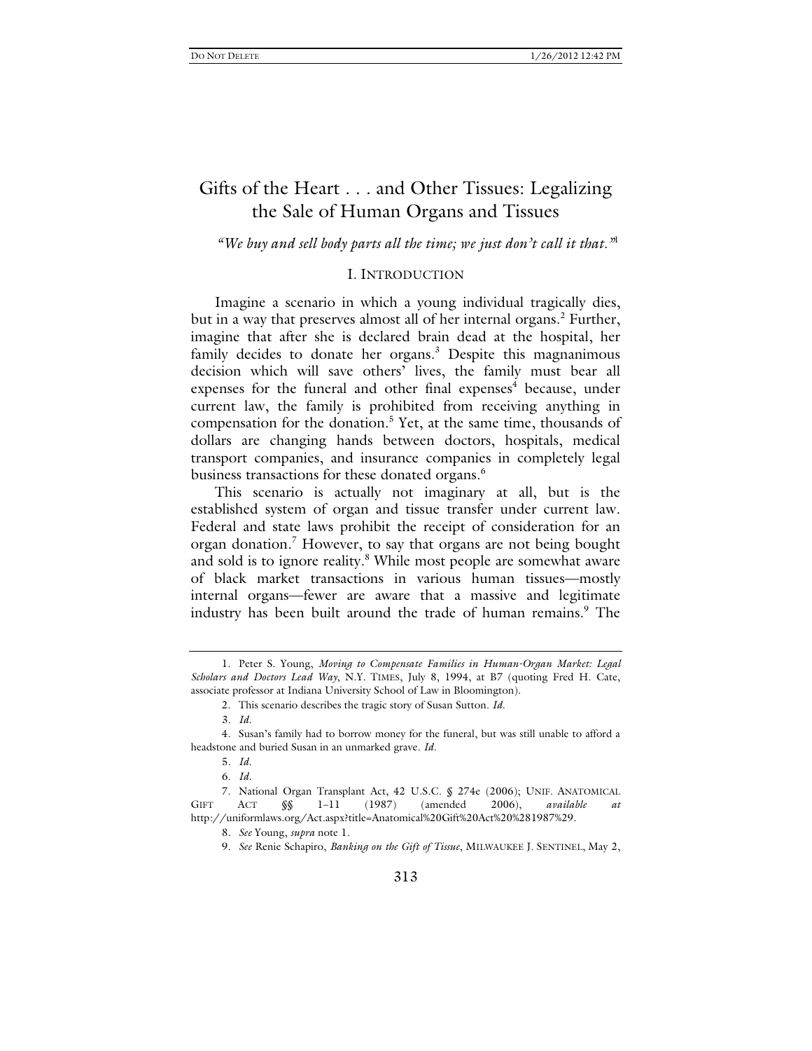# Gifts of the Heart . . . and Other Tissues: Legalizing the Sale of Human Organs and Tissues

*"We buy and sell body parts all the time; we just don't call it that."*[1]

## I. INTRODUCTION

Imagine a scenario in which a young individual tragically dies, but in a way that preserves almost all of her internal organs.[2] Further, imagine that after she is declared brain dead at the hospital, her family decides to donate her organs.[3] Despite this magnanimous decision which will save others' lives, the family must bear all expenses for the funeral and other final expenses[4] because, under current law, the family is prohibited from receiving anything in compensation for the donation.[5] Yet, at the same time, thousands of dollars are changing hands between doctors, hospitals, medical transport companies, and insurance companies in completely legal business transactions for these donated organs.[6]

This scenario is actually not imaginary at all, but is the established system of organ and tissue transfer under current law. Federal and state laws prohibit the receipt of consideration for an organ donation.[7] However, to say that organs are not being bought and sold is to ignore reality.[8] While most people are somewhat aware of black market transactions in various human tissues—mostly internal organs—fewer are aware that a massive and legitimate industry has been built around the trade of human remains.[9] The

---

1. Peter S. Young, *Moving to Compensate Families in Human-Organ Market: Legal Scholars and Doctors Lead Way*, N.Y. TIMES, July 8, 1994, at B7 (quoting Fred H. Cate, associate professor at Indiana University School of Law in Bloomington).

2. This scenario describes the tragic story of Susan Sutton. *Id.*

3. *Id.*

4. Susan's family had to borrow money for the funeral, but was still unable to afford a headstone and buried Susan in an unmarked grave. *Id.*

5. *Id.*

6. *Id.*

7. National Organ Transplant Act, 42 U.S.C. § 274e (2006); UNIF. ANATOMICAL GIFT ACT §§ 1–11 (1987) (amended 2006), *available at* http://uniformlaws.org/Act.aspx?title=Anatomical%20Gift%20Act%20%281987%29.

8. *See* Young, *supra* note 1.

9. *See* Renie Schapiro, *Banking on the Gift of Tissue*, MILWAUKEE J. SENTINEL, May 2,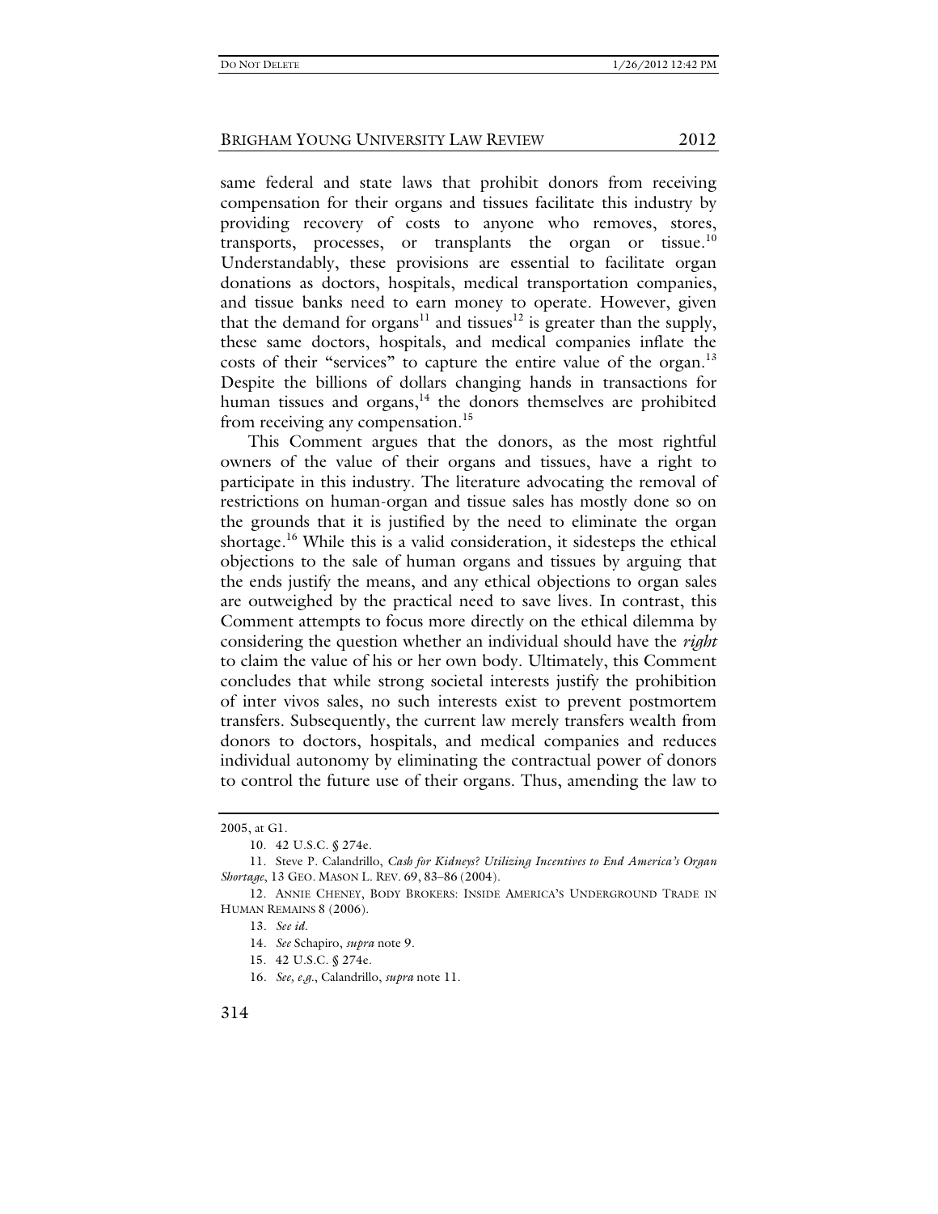same federal and state laws that prohibit donors from receiving compensation for their organs and tissues facilitate this industry by providing recovery of costs to anyone who removes, stores, transports, processes, or transplants the organ or tissue.[10] Understandably, these provisions are essential to facilitate organ donations as doctors, hospitals, medical transportation companies, and tissue banks need to earn money to operate. However, given that the demand for organs[11] and tissues[12] is greater than the supply, these same doctors, hospitals, and medical companies inflate the costs of their "services" to capture the entire value of the organ.[13] Despite the billions of dollars changing hands in transactions for human tissues and organs,[14] the donors themselves are prohibited from receiving any compensation.[15]

This Comment argues that the donors, as the most rightful owners of the value of their organs and tissues, have a right to participate in this industry. The literature advocating the removal of restrictions on human-organ and tissue sales has mostly done so on the grounds that it is justified by the need to eliminate the organ shortage.[16] While this is a valid consideration, it sidesteps the ethical objections to the sale of human organs and tissues by arguing that the ends justify the means, and any ethical objections to organ sales are outweighed by the practical need to save lives. In contrast, this Comment attempts to focus more directly on the ethical dilemma by considering the question whether an individual should have the *right* to claim the value of his or her own body. Ultimately, this Comment concludes that while strong societal interests justify the prohibition of inter vivos sales, no such interests exist to prevent postmortem transfers. Subsequently, the current law merely transfers wealth from donors to doctors, hospitals, and medical companies and reduces individual autonomy by eliminating the contractual power of donors to control the future use of their organs. Thus, amending the law to

---

2005, at G1.

10. 42 U.S.C. § 274e.

11. Steve P. Calandrillo, *Cash for Kidneys? Utilizing Incentives to End America's Organ Shortage*, 13 GEO. MASON L. REV. 69, 83–86 (2004).

12. ANNIE CHENEY, BODY BROKERS: INSIDE AMERICA'S UNDERGROUND TRADE IN HUMAN REMAINS 8 (2006).

13. *See id.*

14. *See* Schapiro, *supra* note 9.

15. 42 U.S.C. § 274e.

16. *See, e.g.*, Calandrillo, *supra* note 11.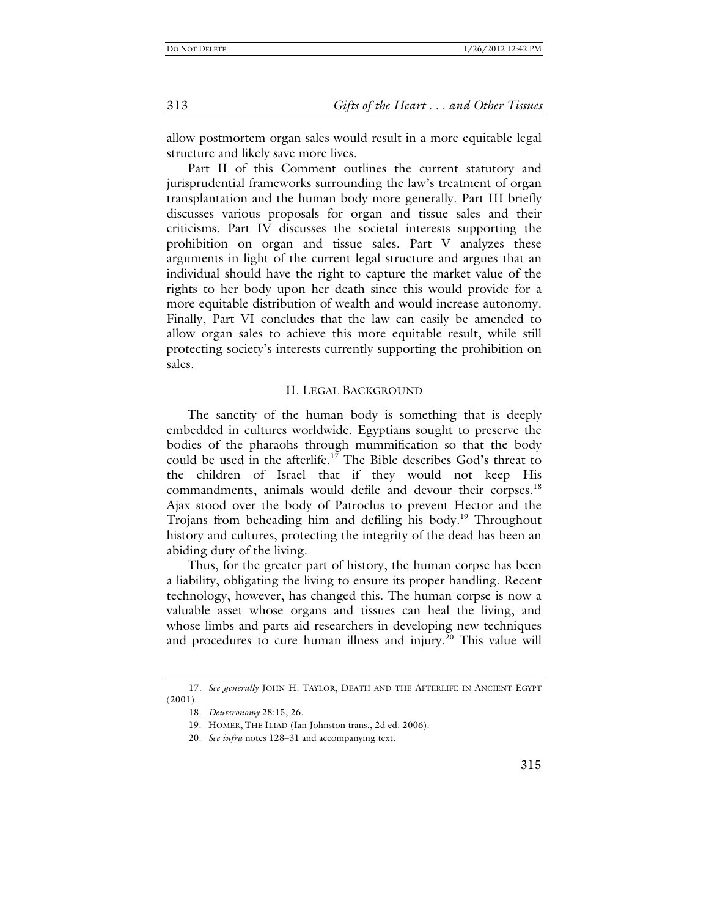allow postmortem organ sales would result in a more equitable legal structure and likely save more lives.

Part II of this Comment outlines the current statutory and jurisprudential frameworks surrounding the law's treatment of organ transplantation and the human body more generally. Part III briefly discusses various proposals for organ and tissue sales and their criticisms. Part IV discusses the societal interests supporting the prohibition on organ and tissue sales. Part V analyzes these arguments in light of the current legal structure and argues that an individual should have the right to capture the market value of the rights to her body upon her death since this would provide for a more equitable distribution of wealth and would increase autonomy. Finally, Part VI concludes that the law can easily be amended to allow organ sales to achieve this more equitable result, while still protecting society's interests currently supporting the prohibition on sales.

## II. LEGAL BACKGROUND

The sanctity of the human body is something that is deeply embedded in cultures worldwide. Egyptians sought to preserve the bodies of the pharaohs through mummification so that the body could be used in the afterlife.[17] The Bible describes God's threat to the children of Israel that if they would not keep His commandments, animals would defile and devour their corpses.[18] Ajax stood over the body of Patroclus to prevent Hector and the Trojans from beheading him and defiling his body.[19] Throughout history and cultures, protecting the integrity of the dead has been an abiding duty of the living.

Thus, for the greater part of history, the human corpse has been a liability, obligating the living to ensure its proper handling. Recent technology, however, has changed this. The human corpse is now a valuable asset whose organs and tissues can heal the living, and whose limbs and parts aid researchers in developing new techniques and procedures to cure human illness and injury.[20] This value will

---

17. *See generally* JOHN H. TAYLOR, DEATH AND THE AFTERLIFE IN ANCIENT EGYPT (2001).

18. *Deuteronomy* 28:15, 26.

19. HOMER, THE ILIAD (Ian Johnston trans., 2d ed. 2006).

20. *See infra* notes 128–31 and accompanying text.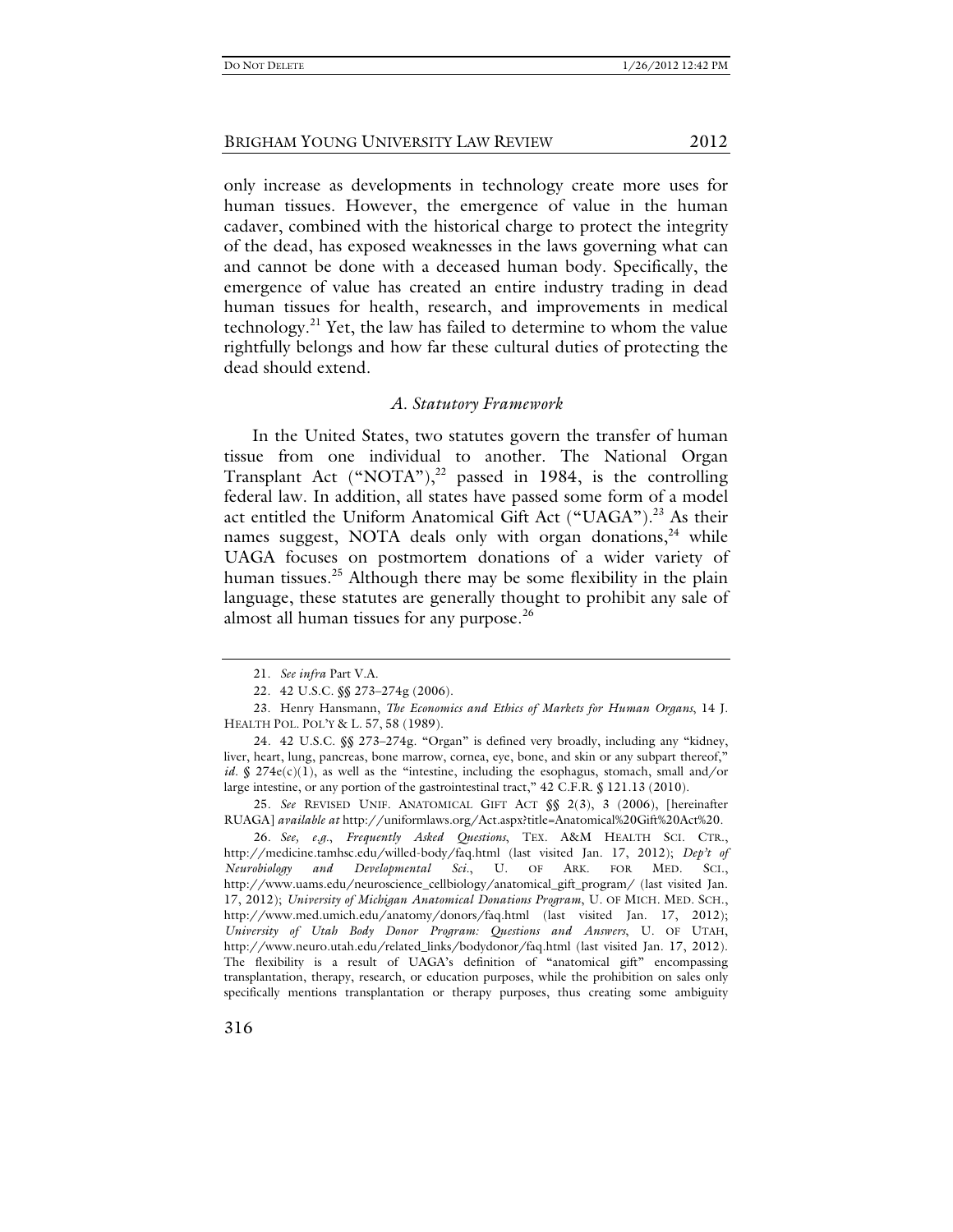only increase as developments in technology create more uses for human tissues. However, the emergence of value in the human cadaver, combined with the historical charge to protect the integrity of the dead, has exposed weaknesses in the laws governing what can and cannot be done with a deceased human body. Specifically, the emergence of value has created an entire industry trading in dead human tissues for health, research, and improvements in medical technology.[21] Yet, the law has failed to determine to whom the value rightfully belongs and how far these cultural duties of protecting the dead should extend.

### *A. Statutory Framework*

In the United States, two statutes govern the transfer of human tissue from one individual to another. The National Organ Transplant Act ("NOTA"),[22] passed in 1984, is the controlling federal law. In addition, all states have passed some form of a model act entitled the Uniform Anatomical Gift Act ("UAGA").[23] As their names suggest, NOTA deals only with organ donations,[24] while UAGA focuses on postmortem donations of a wider variety of human tissues.[25] Although there may be some flexibility in the plain language, these statutes are generally thought to prohibit any sale of almost all human tissues for any purpose.[26]

---

21. *See infra* Part V.A.

22. 42 U.S.C. §§ 273–274g (2006).

23. Henry Hansmann, *The Economics and Ethics of Markets for Human Organs*, 14 J. HEALTH POL. POL'Y & L. 57, 58 (1989).

24. 42 U.S.C. §§ 273–274g. "Organ" is defined very broadly, including any "kidney, liver, heart, lung, pancreas, bone marrow, cornea, eye, bone, and skin or any subpart thereof," *id.* § 274e(c)(1), as well as the "intestine, including the esophagus, stomach, small and/or large intestine, or any portion of the gastrointestinal tract," 42 C.F.R. § 121.13 (2010).

25. *See* REVISED UNIF. ANATOMICAL GIFT ACT §§ 2(3), 3 (2006), [hereinafter RUAGA] *available at* http://uniformlaws.org/Act.aspx?title=Anatomical%20Gift%20Act%20.

26. *See, e.g.*, *Frequently Asked Questions*, TEX. A&M HEALTH SCI. CTR., http://medicine.tamhsc.edu/willed-body/faq.html (last visited Jan. 17, 2012); *Dep't of Neurobiology and Developmental Sci.*, U. OF ARK. FOR MED. SCI., http://www.uams.edu/neuroscience_cellbiology/anatomical_gift_program/ (last visited Jan. 17, 2012); *University of Michigan Anatomical Donations Program*, U. OF MICH. MED. SCH., http://www.med.umich.edu/anatomy/donors/faq.html (last visited Jan. 17, 2012); *University of Utah Body Donor Program: Questions and Answers*, U. OF UTAH, http://www.neuro.utah.edu/related_links/bodydonor/faq.html (last visited Jan. 17, 2012). The flexibility is a result of UAGA's definition of "anatomical gift" encompassing transplantation, therapy, research, or education purposes, while the prohibition on sales only specifically mentions transplantation or therapy purposes, thus creating some ambiguity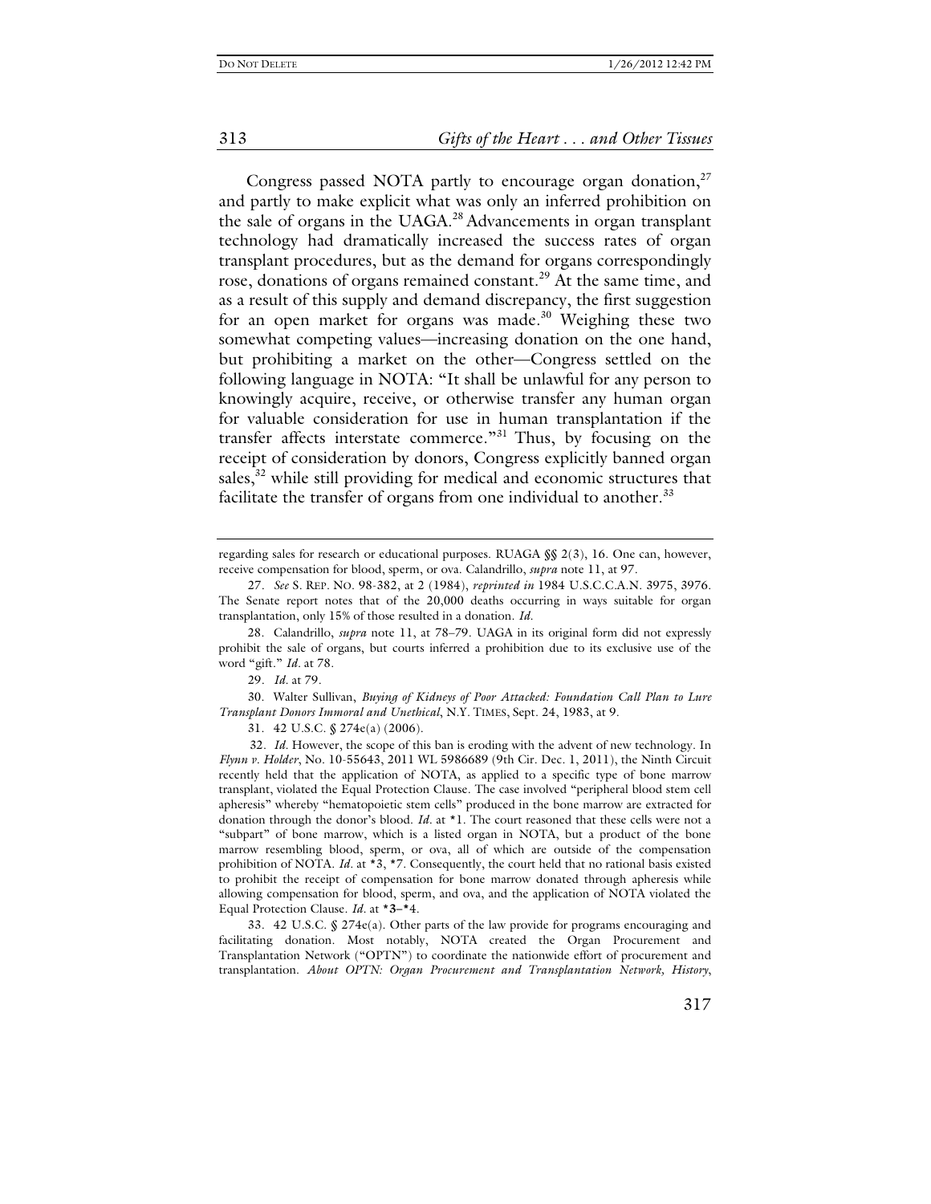Congress passed NOTA partly to encourage organ donation,[27] and partly to make explicit what was only an inferred prohibition on the sale of organs in the UAGA.[28] Advancements in organ transplant technology had dramatically increased the success rates of organ transplant procedures, but as the demand for organs correspondingly rose, donations of organs remained constant.[29] At the same time, and as a result of this supply and demand discrepancy, the first suggestion for an open market for organs was made.[30] Weighing these two somewhat competing values—increasing donation on the one hand, but prohibiting a market on the other—Congress settled on the following language in NOTA: "It shall be unlawful for any person to knowingly acquire, receive, or otherwise transfer any human organ for valuable consideration for use in human transplantation if the transfer affects interstate commerce."[31] Thus, by focusing on the receipt of consideration by donors, Congress explicitly banned organ sales,[32] while still providing for medical and economic structures that facilitate the transfer of organs from one individual to another.[33]

---

regarding sales for research or educational purposes. RUAGA §§ 2(3), 16. One can, however, receive compensation for blood, sperm, or ova. Calandrillo, *supra* note 11, at 97.

27. *See* S. REP. NO. 98-382, at 2 (1984), *reprinted in* 1984 U.S.C.C.A.N. 3975, 3976. The Senate report notes that of the 20,000 deaths occurring in ways suitable for organ transplantation, only 15% of those resulted in a donation. *Id.*

28. Calandrillo, *supra* note 11, at 78–79. UAGA in its original form did not expressly prohibit the sale of organs, but courts inferred a prohibition due to its exclusive use of the word "gift." *Id.* at 78.

29. *Id.* at 79.

30. Walter Sullivan, *Buying of Kidneys of Poor Attacked: Foundation Call Plan to Lure Transplant Donors Immoral and Unethical*, N.Y. TIMES, Sept. 24, 1983, at 9.

31. 42 U.S.C. § 274e(a) (2006).

32. *Id.* However, the scope of this ban is eroding with the advent of new technology. In *Flynn v. Holder*, No. 10-55643, 2011 WL 5986689 (9th Cir. Dec. 1, 2011), the Ninth Circuit recently held that the application of NOTA, as applied to a specific type of bone marrow transplant, violated the Equal Protection Clause. The case involved "peripheral blood stem cell apheresis" whereby "hematopoietic stem cells" produced in the bone marrow are extracted for donation through the donor's blood. *Id.* at *1. The court reasoned that these cells were not a "subpart" of bone marrow, which is a listed organ in NOTA, but a product of the bone marrow resembling blood, sperm, or ova, all of which are outside of the compensation prohibition of NOTA. *Id.* at *3, *7. Consequently, the court held that no rational basis existed to prohibit the receipt of compensation for bone marrow donated through apheresis while allowing compensation for blood, sperm, and ova, and the application of NOTA violated the Equal Protection Clause. *Id.* at *3–*4.

33. 42 U.S.C. § 274e(a). Other parts of the law provide for programs encouraging and facilitating donation. Most notably, NOTA created the Organ Procurement and Transplantation Network ("OPTN") to coordinate the nationwide effort of procurement and transplantation. *About OPTN: Organ Procurement and Transplantation Network, History*,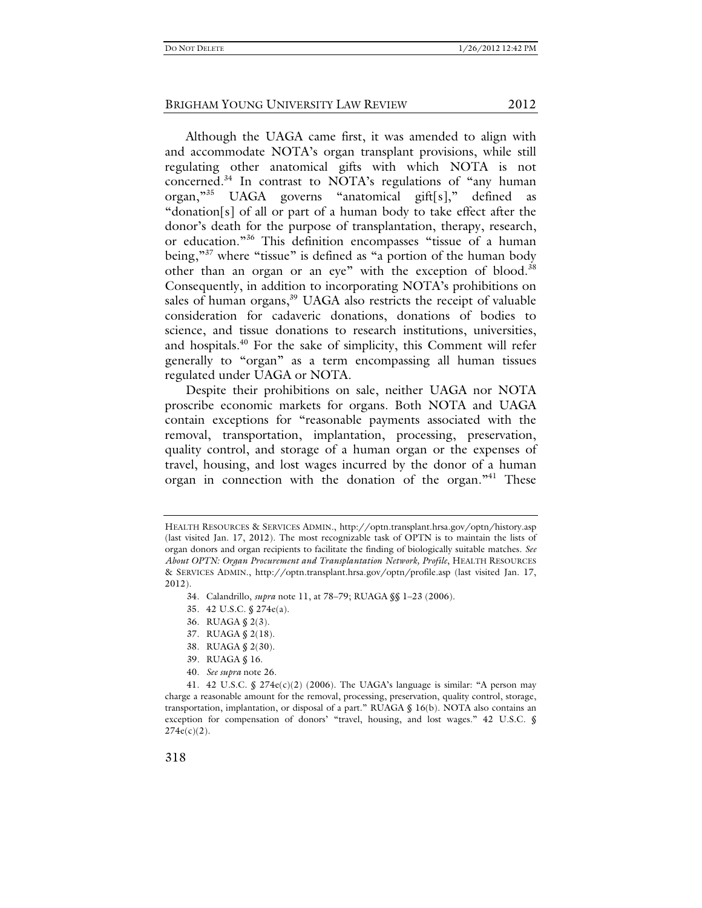Although the UAGA came first, it was amended to align with and accommodate NOTA's organ transplant provisions, while still regulating other anatomical gifts with which NOTA is not concerned.[34] In contrast to NOTA's regulations of "any human organ,"[35] UAGA governs "anatomical gift[s]," defined as "donation[s] of all or part of a human body to take effect after the donor's death for the purpose of transplantation, therapy, research, or education."[36] This definition encompasses "tissue of a human being,"[37] where "tissue" is defined as "a portion of the human body other than an organ or an eye" with the exception of blood.[38] Consequently, in addition to incorporating NOTA's prohibitions on sales of human organs,[39] UAGA also restricts the receipt of valuable consideration for cadaveric donations, donations of bodies to science, and tissue donations to research institutions, universities, and hospitals.[40] For the sake of simplicity, this Comment will refer generally to "organ" as a term encompassing all human tissues regulated under UAGA or NOTA.

Despite their prohibitions on sale, neither UAGA nor NOTA proscribe economic markets for organs. Both NOTA and UAGA contain exceptions for "reasonable payments associated with the removal, transportation, implantation, processing, preservation, quality control, and storage of a human organ or the expenses of travel, housing, and lost wages incurred by the donor of a human organ in connection with the donation of the organ."[41] These

---

HEALTH RESOURCES & SERVICES ADMIN., http://optn.transplant.hrsa.gov/optn/history.asp (last visited Jan. 17, 2012). The most recognizable task of OPTN is to maintain the lists of organ donors and organ recipients to facilitate the finding of biologically suitable matches. *See About OPTN: Organ Procurement and Transplantation Network, Profile*, HEALTH RESOURCES & SERVICES ADMIN., http://optn.transplant.hrsa.gov/optn/profile.asp (last visited Jan. 17, 2012).

34. Calandrillo, *supra* note 11, at 78–79; RUAGA §§ 1–23 (2006).

35. 42 U.S.C. § 274e(a).

36. RUAGA § 2(3).

37. RUAGA § 2(18).

38. RUAGA § 2(30).

39. RUAGA § 16.

40. *See supra* note 26.

41. 42 U.S.C. § 274e(c)(2) (2006). The UAGA's language is similar: "A person may charge a reasonable amount for the removal, processing, preservation, quality control, storage, transportation, implantation, or disposal of a part." RUAGA § 16(b). NOTA also contains an exception for compensation of donors' "travel, housing, and lost wages." 42 U.S.C. § 274e(c)(2).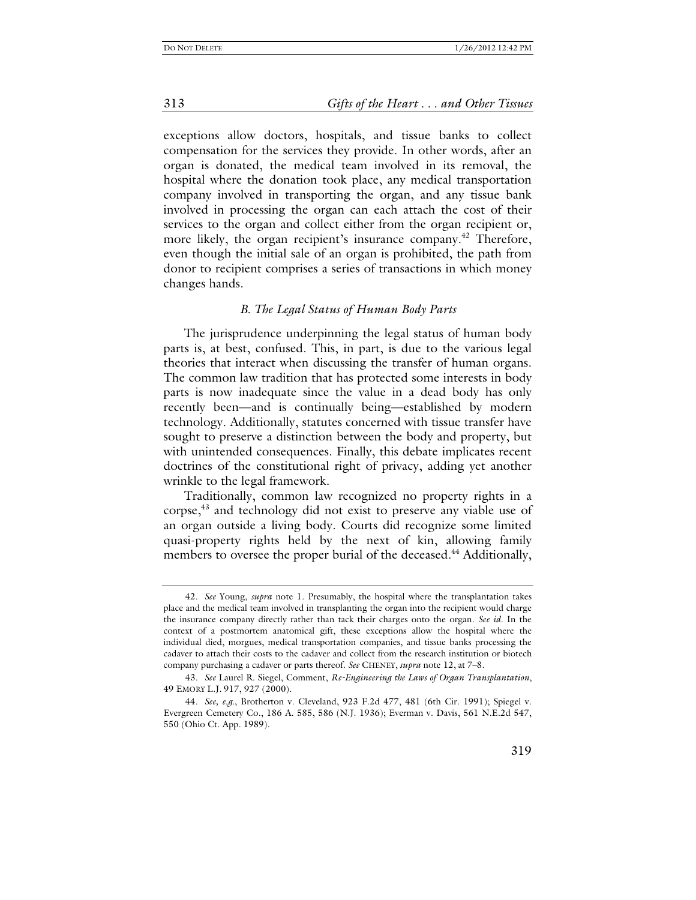exceptions allow doctors, hospitals, and tissue banks to collect compensation for the services they provide. In other words, after an organ is donated, the medical team involved in its removal, the hospital where the donation took place, any medical transportation company involved in transporting the organ, and any tissue bank involved in processing the organ can each attach the cost of their services to the organ and collect either from the organ recipient or, more likely, the organ recipient's insurance company.[42] Therefore, even though the initial sale of an organ is prohibited, the path from donor to recipient comprises a series of transactions in which money changes hands.

### *B. The Legal Status of Human Body Parts*

The jurisprudence underpinning the legal status of human body parts is, at best, confused. This, in part, is due to the various legal theories that interact when discussing the transfer of human organs. The common law tradition that has protected some interests in body parts is now inadequate since the value in a dead body has only recently been—and is continually being—established by modern technology. Additionally, statutes concerned with tissue transfer have sought to preserve a distinction between the body and property, but with unintended consequences. Finally, this debate implicates recent doctrines of the constitutional right of privacy, adding yet another wrinkle to the legal framework.

Traditionally, common law recognized no property rights in a corpse,[43] and technology did not exist to preserve any viable use of an organ outside a living body. Courts did recognize some limited quasi-property rights held by the next of kin, allowing family members to oversee the proper burial of the deceased.[44] Additionally,

---

42. *See* Young, *supra* note 1. Presumably, the hospital where the transplantation takes place and the medical team involved in transplanting the organ into the recipient would charge the insurance company directly rather than tack their charges onto the organ. *See id.* In the context of a postmortem anatomical gift, these exceptions allow the hospital where the individual died, morgues, medical transportation companies, and tissue banks processing the cadaver to attach their costs to the cadaver and collect from the research institution or biotech company purchasing a cadaver or parts thereof. *See* CHENEY, *supra* note 12, at 7–8.

43. *See* Laurel R. Siegel, Comment, *Re-Engineering the Laws of Organ Transplantation*, 49 EMORY L.J. 917, 927 (2000).

44. *See, e.g.*, Brotherton v. Cleveland, 923 F.2d 477, 481 (6th Cir. 1991); Spiegel v. Evergreen Cemetery Co., 186 A. 585, 586 (N.J. 1936); Everman v. Davis, 561 N.E.2d 547, 550 (Ohio Ct. App. 1989).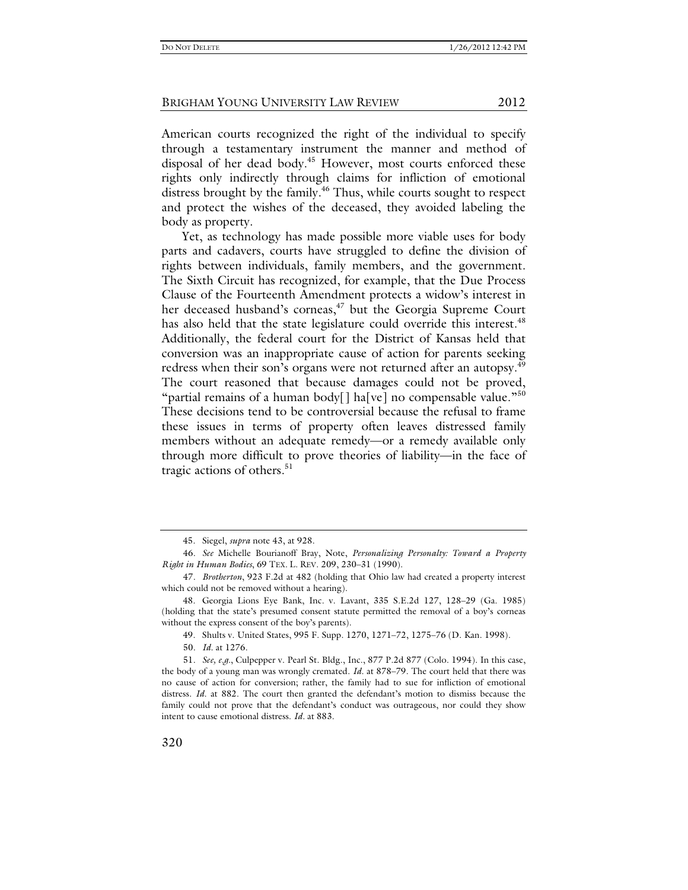American courts recognized the right of the individual to specify through a testamentary instrument the manner and method of disposal of her dead body.[45] However, most courts enforced these rights only indirectly through claims for infliction of emotional distress brought by the family.[46] Thus, while courts sought to respect and protect the wishes of the deceased, they avoided labeling the body as property.

Yet, as technology has made possible more viable uses for body parts and cadavers, courts have struggled to define the division of rights between individuals, family members, and the government. The Sixth Circuit has recognized, for example, that the Due Process Clause of the Fourteenth Amendment protects a widow's interest in her deceased husband's corneas,[47] but the Georgia Supreme Court has also held that the state legislature could override this interest.[48] Additionally, the federal court for the District of Kansas held that conversion was an inappropriate cause of action for parents seeking redress when their son's organs were not returned after an autopsy.[49] The court reasoned that because damages could not be proved, "partial remains of a human body[] ha[ve] no compensable value."[50] These decisions tend to be controversial because the refusal to frame these issues in terms of property often leaves distressed family members without an adequate remedy—or a remedy available only through more difficult to prove theories of liability—in the face of tragic actions of others.[51]

---

45. Siegel, *supra* note 43, at 928.

46. *See* Michelle Bourianoff Bray, Note, *Personalizing Personalty: Toward a Property Right in Human Bodies*, 69 TEX. L. REV. 209, 230–31 (1990).

47. *Brotherton*, 923 F.2d at 482 (holding that Ohio law had created a property interest which could not be removed without a hearing).

48. Georgia Lions Eye Bank, Inc. v. Lavant, 335 S.E.2d 127, 128–29 (Ga. 1985) (holding that the state's presumed consent statute permitted the removal of a boy's corneas without the express consent of the boy's parents).

49. Shults v. United States, 995 F. Supp. 1270, 1271–72, 1275–76 (D. Kan. 1998).

50. *Id.* at 1276.

51. *See, e.g.*, Culpepper v. Pearl St. Bldg., Inc., 877 P.2d 877 (Colo. 1994). In this case, the body of a young man was wrongly cremated. *Id.* at 878–79. The court held that there was no cause of action for conversion; rather, the family had to sue for infliction of emotional distress. *Id.* at 882. The court then granted the defendant's motion to dismiss because the family could not prove that the defendant's conduct was outrageous, nor could they show intent to cause emotional distress. *Id.* at 883.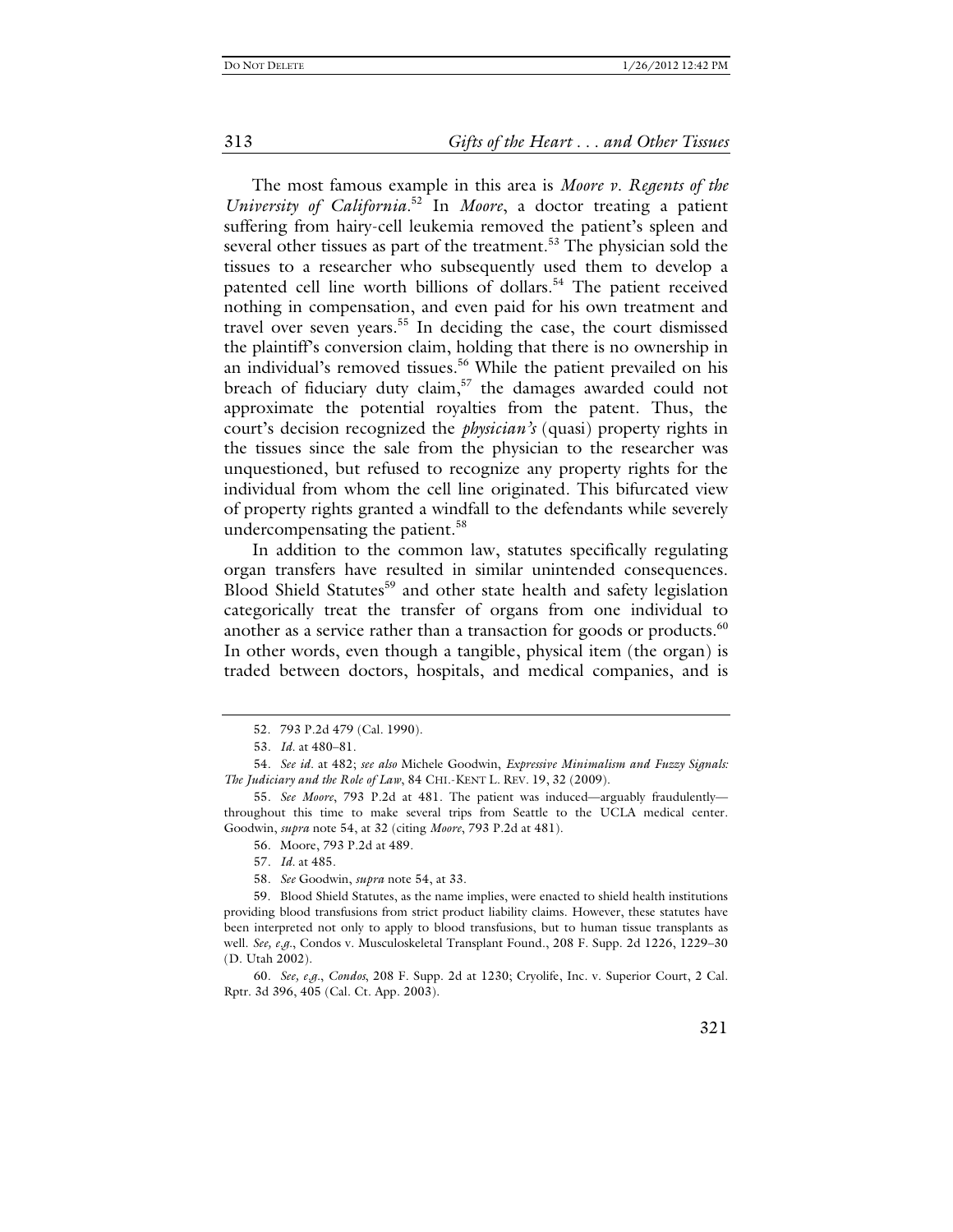The most famous example in this area is *Moore v. Regents of the University of California*.[52] In *Moore*, a doctor treating a patient suffering from hairy-cell leukemia removed the patient's spleen and several other tissues as part of the treatment.[53] The physician sold the tissues to a researcher who subsequently used them to develop a patented cell line worth billions of dollars.[54] The patient received nothing in compensation, and even paid for his own treatment and travel over seven years.[55] In deciding the case, the court dismissed the plaintiff's conversion claim, holding that there is no ownership in an individual's removed tissues.[56] While the patient prevailed on his breach of fiduciary duty claim,[57] the damages awarded could not approximate the potential royalties from the patent. Thus, the court's decision recognized the *physician's* (quasi) property rights in the tissues since the sale from the physician to the researcher was unquestioned, but refused to recognize any property rights for the individual from whom the cell line originated. This bifurcated view of property rights granted a windfall to the defendants while severely undercompensating the patient.[58]

In addition to the common law, statutes specifically regulating organ transfers have resulted in similar unintended consequences. Blood Shield Statutes[59] and other state health and safety legislation categorically treat the transfer of organs from one individual to another as a service rather than a transaction for goods or products.[60] In other words, even though a tangible, physical item (the organ) is traded between doctors, hospitals, and medical companies, and is

---

52. 793 P.2d 479 (Cal. 1990).

53. *Id.* at 480–81.

54. *See id.* at 482; *see also* Michele Goodwin, *Expressive Minimalism and Fuzzy Signals: The Judiciary and the Role of Law*, 84 CHI.-KENT L. REV. 19, 32 (2009).

55. *See Moore*, 793 P.2d at 481. The patient was induced—arguably fraudulently—throughout this time to make several trips from Seattle to the UCLA medical center. Goodwin, *supra* note 54, at 32 (citing *Moore*, 793 P.2d at 481).

56. Moore, 793 P.2d at 489.

57. *Id.* at 485.

58. *See* Goodwin, *supra* note 54, at 33.

59. Blood Shield Statutes, as the name implies, were enacted to shield health institutions providing blood transfusions from strict product liability claims. However, these statutes have been interpreted not only to apply to blood transfusions, but to human tissue transplants as well. *See, e.g.*, Condos v. Musculoskeletal Transplant Found., 208 F. Supp. 2d 1226, 1229–30 (D. Utah 2002).

60. *See, e.g.*, *Condos*, 208 F. Supp. 2d at 1230; Cryolife, Inc. v. Superior Court, 2 Cal. Rptr. 3d 396, 405 (Cal. Ct. App. 2003).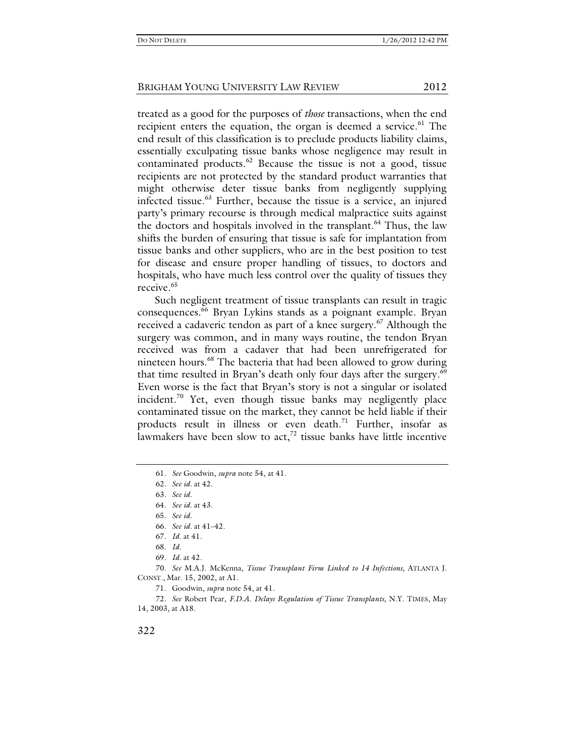treated as a good for the purposes of *those* transactions, when the end recipient enters the equation, the organ is deemed a service.[61] The end result of this classification is to preclude products liability claims, essentially exculpating tissue banks whose negligence may result in contaminated products.[62] Because the tissue is not a good, tissue recipients are not protected by the standard product warranties that might otherwise deter tissue banks from negligently supplying infected tissue.[63] Further, because the tissue is a service, an injured party's primary recourse is through medical malpractice suits against the doctors and hospitals involved in the transplant.[64] Thus, the law shifts the burden of ensuring that tissue is safe for implantation from tissue banks and other suppliers, who are in the best position to test for disease and ensure proper handling of tissues, to doctors and hospitals, who have much less control over the quality of tissues they receive.[65]

Such negligent treatment of tissue transplants can result in tragic consequences.[66] Bryan Lykins stands as a poignant example. Bryan received a cadaveric tendon as part of a knee surgery.[67] Although the surgery was common, and in many ways routine, the tendon Bryan received was from a cadaver that had been unrefrigerated for nineteen hours.[68] The bacteria that had been allowed to grow during that time resulted in Bryan's death only four days after the surgery.[69] Even worse is the fact that Bryan's story is not a singular or isolated incident.[70] Yet, even though tissue banks may negligently place contaminated tissue on the market, they cannot be held liable if their products result in illness or even death.[71] Further, insofar as lawmakers have been slow to act,[72] tissue banks have little incentive

---

61. *See* Goodwin, *supra* note 54, at 41.

62. *See id.* at 42.

63. *See id.*

64. *See id.* at 43.

65. *See id.*

66. *See id.* at 41–42.

67. *Id.* at 41.

68. *Id.*

69. *Id.* at 42.

70. *See* M.A.J. McKenna, *Tissue Transplant Firm Linked to 14 Infections*, ATLANTA J. CONST., Mar. 15, 2002, at A1.

71. Goodwin, *supra* note 54, at 41.

72. *See* Robert Pear, *F.D.A. Delays Regulation of Tissue Transplants*, N.Y. TIMES, May 14, 2003, at A18.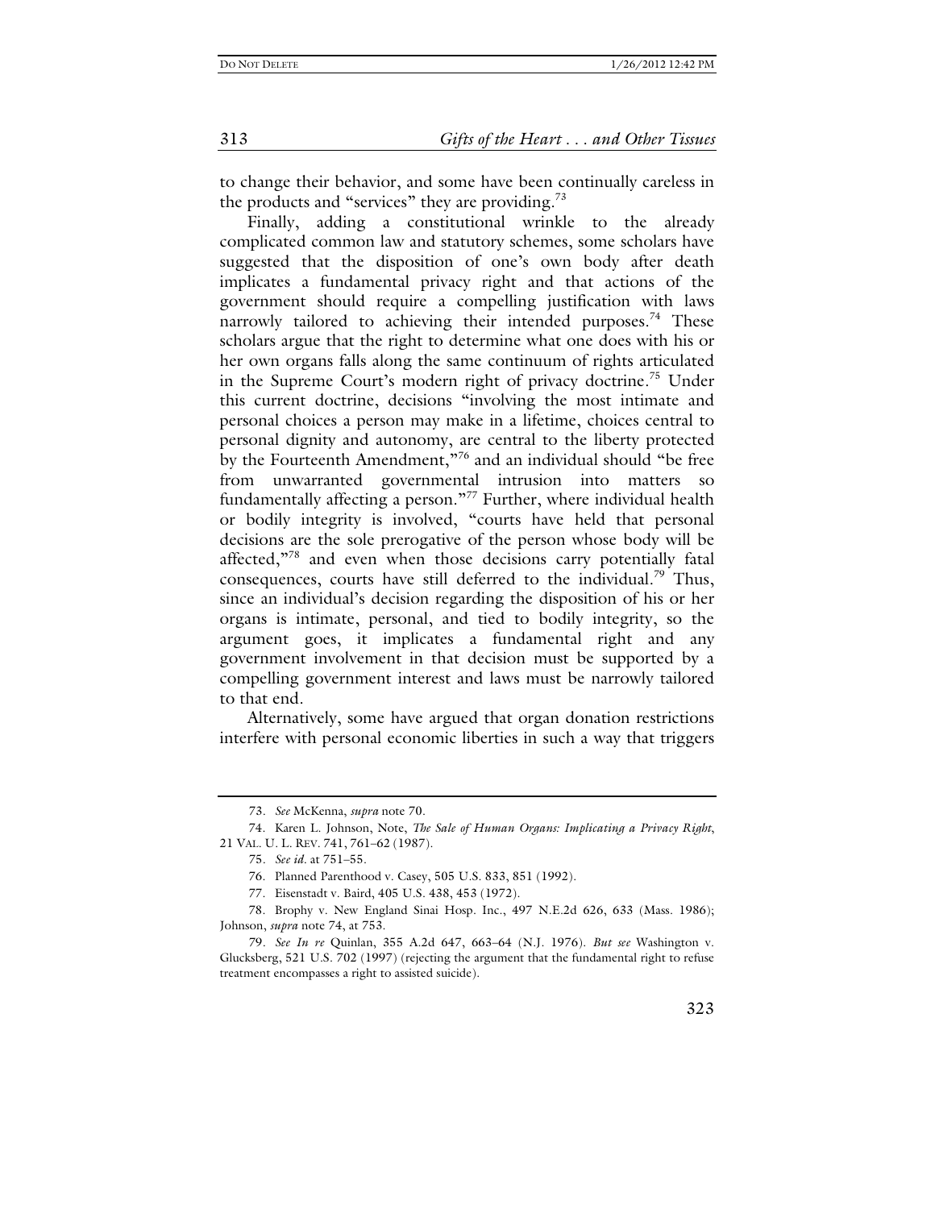to change their behavior, and some have been continually careless in the products and "services" they are providing.[73]

Finally, adding a constitutional wrinkle to the already complicated common law and statutory schemes, some scholars have suggested that the disposition of one's own body after death implicates a fundamental privacy right and that actions of the government should require a compelling justification with laws narrowly tailored to achieving their intended purposes.[74] These scholars argue that the right to determine what one does with his or her own organs falls along the same continuum of rights articulated in the Supreme Court's modern right of privacy doctrine.[75] Under this current doctrine, decisions "involving the most intimate and personal choices a person may make in a lifetime, choices central to personal dignity and autonomy, are central to the liberty protected by the Fourteenth Amendment,"[76] and an individual should "be free from unwarranted governmental intrusion into matters so fundamentally affecting a person."[77] Further, where individual health or bodily integrity is involved, "courts have held that personal decisions are the sole prerogative of the person whose body will be affected,"[78] and even when those decisions carry potentially fatal consequences, courts have still deferred to the individual.[79] Thus, since an individual's decision regarding the disposition of his or her organs is intimate, personal, and tied to bodily integrity, so the argument goes, it implicates a fundamental right and any government involvement in that decision must be supported by a compelling government interest and laws must be narrowly tailored to that end.

Alternatively, some have argued that organ donation restrictions interfere with personal economic liberties in such a way that triggers

---

73. *See* McKenna, *supra* note 70.

74. Karen L. Johnson, Note, *The Sale of Human Organs: Implicating a Privacy Right*, 21 VAL. U. L. REV. 741, 761–62 (1987).

75. *See id.* at 751–55.

76. Planned Parenthood v. Casey, 505 U.S. 833, 851 (1992).

77. Eisenstadt v. Baird, 405 U.S. 438, 453 (1972).

78. Brophy v. New England Sinai Hosp. Inc., 497 N.E.2d 626, 633 (Mass. 1986); Johnson, *supra* note 74, at 753.

79. *See In re* Quinlan, 355 A.2d 647, 663–64 (N.J. 1976). *But see* Washington v. Glucksberg, 521 U.S. 702 (1997) (rejecting the argument that the fundamental right to refuse treatment encompasses a right to assisted suicide).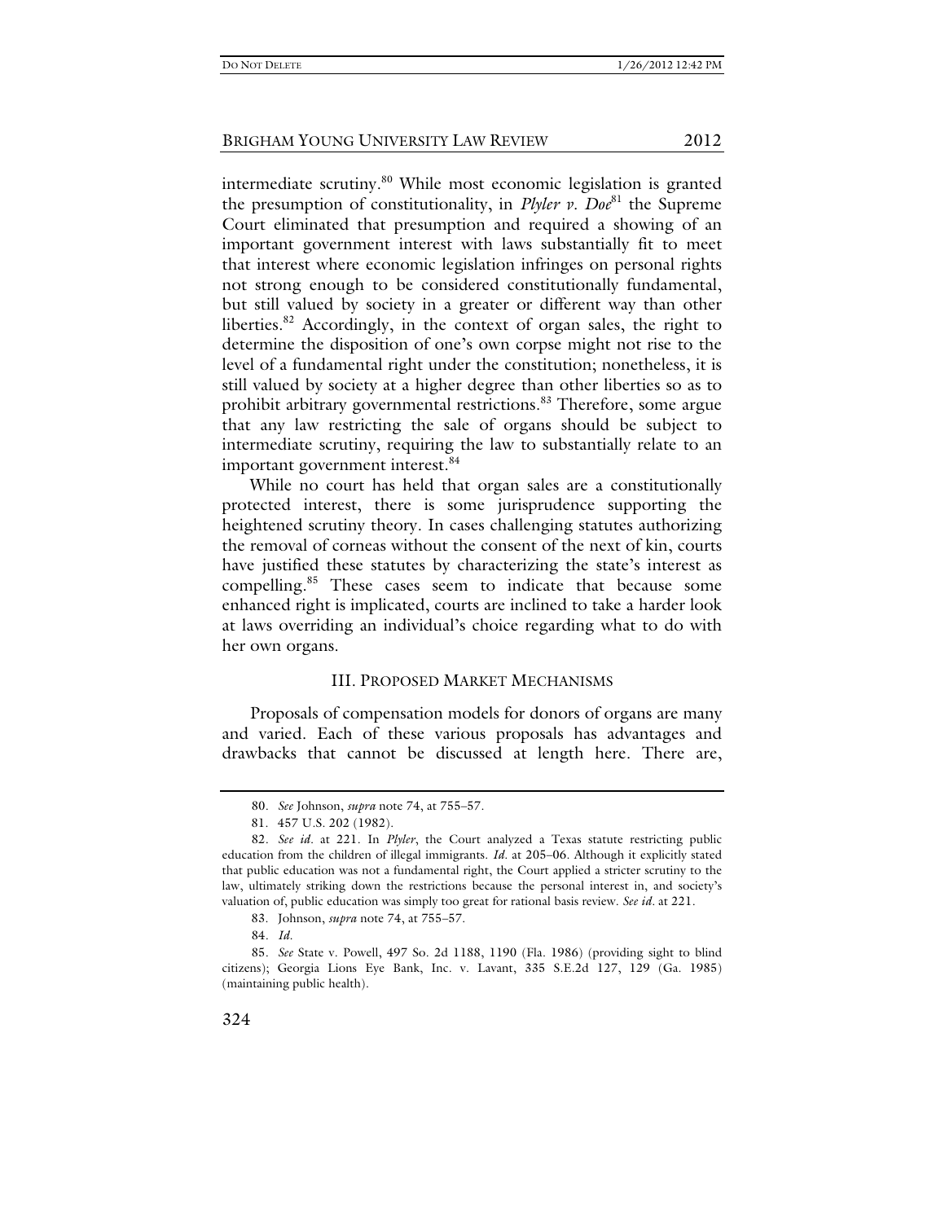intermediate scrutiny.[80] While most economic legislation is granted the presumption of constitutionality, in *Plyler v. Doe*[81] the Supreme Court eliminated that presumption and required a showing of an important government interest with laws substantially fit to meet that interest where economic legislation infringes on personal rights not strong enough to be considered constitutionally fundamental, but still valued by society in a greater or different way than other liberties.[82] Accordingly, in the context of organ sales, the right to determine the disposition of one's own corpse might not rise to the level of a fundamental right under the constitution; nonetheless, it is still valued by society at a higher degree than other liberties so as to prohibit arbitrary governmental restrictions.[83] Therefore, some argue that any law restricting the sale of organs should be subject to intermediate scrutiny, requiring the law to substantially relate to an important government interest.[84]

While no court has held that organ sales are a constitutionally protected interest, there is some jurisprudence supporting the heightened scrutiny theory. In cases challenging statutes authorizing the removal of corneas without the consent of the next of kin, courts have justified these statutes by characterizing the state's interest as compelling.[85] These cases seem to indicate that because some enhanced right is implicated, courts are inclined to take a harder look at laws overriding an individual's choice regarding what to do with her own organs.

## III. Proposed Market Mechanisms

Proposals of compensation models for donors of organs are many and varied. Each of these various proposals has advantages and drawbacks that cannot be discussed at length here. There are,

---

80. *See* Johnson, *supra* note 74, at 755–57.

81. 457 U.S. 202 (1982).

82. *See id.* at 221. In *Plyler*, the Court analyzed a Texas statute restricting public education from the children of illegal immigrants. *Id.* at 205–06. Although it explicitly stated that public education was not a fundamental right, the Court applied a stricter scrutiny to the law, ultimately striking down the restrictions because the personal interest in, and society's valuation of, public education was simply too great for rational basis review. *See id.* at 221.

83. Johnson, *supra* note 74, at 755–57.

84. *Id.*

85. *See* State v. Powell, 497 So. 2d 1188, 1190 (Fla. 1986) (providing sight to blind citizens); Georgia Lions Eye Bank, Inc. v. Lavant, 335 S.E.2d 127, 129 (Ga. 1985) (maintaining public health).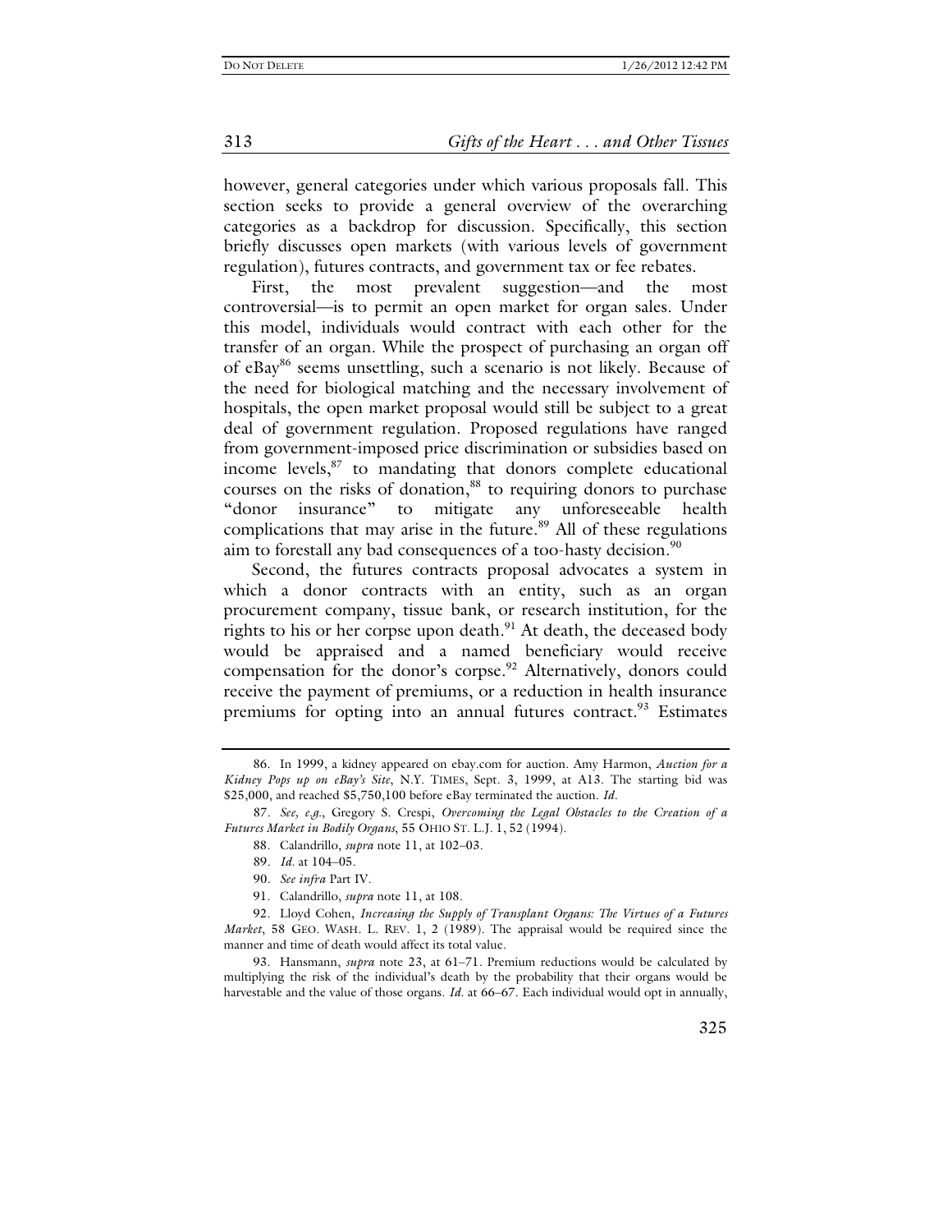however, general categories under which various proposals fall. This section seeks to provide a general overview of the overarching categories as a backdrop for discussion. Specifically, this section briefly discusses open markets (with various levels of government regulation), futures contracts, and government tax or fee rebates.

First, the most prevalent suggestion—and the most controversial—is to permit an open market for organ sales. Under this model, individuals would contract with each other for the transfer of an organ. While the prospect of purchasing an organ off of eBay[86] seems unsettling, such a scenario is not likely. Because of the need for biological matching and the necessary involvement of hospitals, the open market proposal would still be subject to a great deal of government regulation. Proposed regulations have ranged from government-imposed price discrimination or subsidies based on income levels,[87] to mandating that donors complete educational courses on the risks of donation,[88] to requiring donors to purchase "donor insurance" to mitigate any unforeseeable health complications that may arise in the future.[89] All of these regulations aim to forestall any bad consequences of a too-hasty decision.[90]

Second, the futures contracts proposal advocates a system in which a donor contracts with an entity, such as an organ procurement company, tissue bank, or research institution, for the rights to his or her corpse upon death.[91] At death, the deceased body would be appraised and a named beneficiary would receive compensation for the donor's corpse.[92] Alternatively, donors could receive the payment of premiums, or a reduction in health insurance premiums for opting into an annual futures contract.[93] Estimates

---

86. In 1999, a kidney appeared on ebay.com for auction. Amy Harmon, *Auction for a Kidney Pops up on eBay's Site*, N.Y. TIMES, Sept. 3, 1999, at A13. The starting bid was $25,000, and reached $5,750,100 before eBay terminated the auction. *Id*.

87. *See, e.g.*, Gregory S. Crespi, *Overcoming the Legal Obstacles to the Creation of a Futures Market in Bodily Organs*, 55 OHIO ST. L.J. 1, 52 (1994).

88. Calandrillo, *supra* note 11, at 102–03.

89. *Id.* at 104–05.

90. *See infra* Part IV.

91. Calandrillo, *supra* note 11, at 108.

92. Lloyd Cohen, *Increasing the Supply of Transplant Organs: The Virtues of a Futures Market*, 58 GEO. WASH. L. REV. 1, 2 (1989). The appraisal would be required since the manner and time of death would affect its total value.

93. Hansmann, *supra* note 23, at 61–71. Premium reductions would be calculated by multiplying the risk of the individual's death by the probability that their organs would be harvestable and the value of those organs. *Id.* at 66–67. Each individual would opt in annually,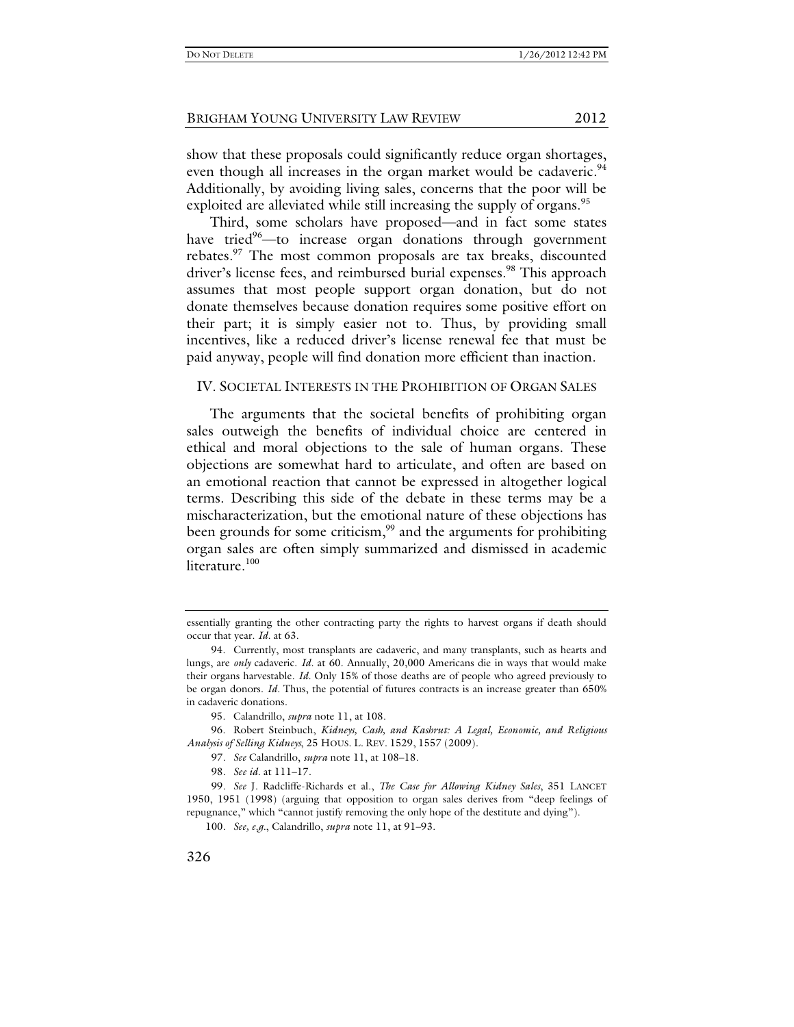show that these proposals could significantly reduce organ shortages, even though all increases in the organ market would be cadaveric.[94] Additionally, by avoiding living sales, concerns that the poor will be exploited are alleviated while still increasing the supply of organs.[95]

Third, some scholars have proposed—and in fact some states have tried[96]—to increase organ donations through government rebates.[97] The most common proposals are tax breaks, discounted driver's license fees, and reimbursed burial expenses.[98] This approach assumes that most people support organ donation, but do not donate themselves because donation requires some positive effort on their part; it is simply easier not to. Thus, by providing small incentives, like a reduced driver's license renewal fee that must be paid anyway, people will find donation more efficient than inaction.

## IV. SOCIETAL INTERESTS IN THE PROHIBITION OF ORGAN SALES

The arguments that the societal benefits of prohibiting organ sales outweigh the benefits of individual choice are centered in ethical and moral objections to the sale of human organs. These objections are somewhat hard to articulate, and often are based on an emotional reaction that cannot be expressed in altogether logical terms. Describing this side of the debate in these terms may be a mischaracterization, but the emotional nature of these objections has been grounds for some criticism,[99] and the arguments for prohibiting organ sales are often simply summarized and dismissed in academic literature.[100]

---

essentially granting the other contracting party the rights to harvest organs if death should occur that year. *Id.* at 63.

94. Currently, most transplants are cadaveric, and many transplants, such as hearts and lungs, are *only* cadaveric. *Id.* at 60. Annually, 20,000 Americans die in ways that would make their organs harvestable. *Id.* Only 15% of those deaths are of people who agreed previously to be organ donors. *Id.* Thus, the potential of futures contracts is an increase greater than 650% in cadaveric donations.

95. Calandrillo, *supra* note 11, at 108.

96. Robert Steinbuch, *Kidneys, Cash, and Kashrut: A Legal, Economic, and Religious Analysis of Selling Kidneys*, 25 HOUS. L. REV. 1529, 1557 (2009).

97. *See* Calandrillo, *supra* note 11, at 108–18.

98. *See id.* at 111–17.

99. *See* J. Radcliffe-Richards et al., *The Case for Allowing Kidney Sales*, 351 LANCET 1950, 1951 (1998) (arguing that opposition to organ sales derives from "deep feelings of repugnance," which "cannot justify removing the only hope of the destitute and dying").

100. *See, e.g.*, Calandrillo, *supra* note 11, at 91–93.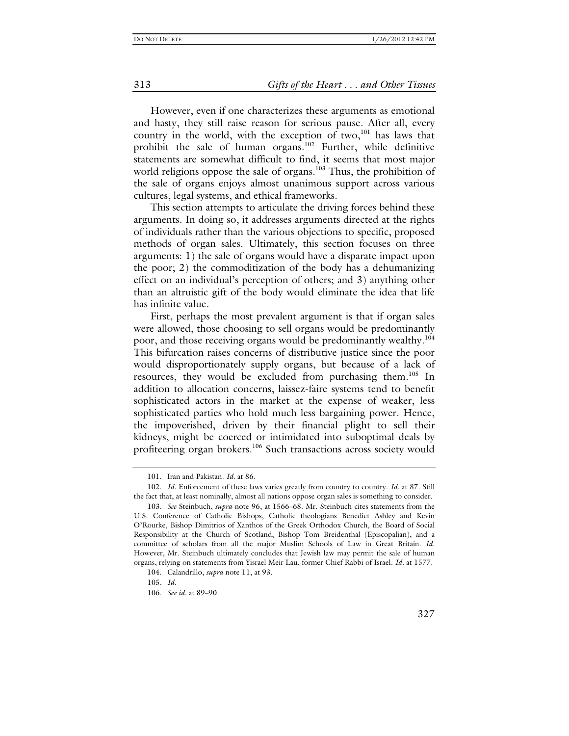However, even if one characterizes these arguments as emotional and hasty, they still raise reason for serious pause. After all, every country in the world, with the exception of two,[101] has laws that prohibit the sale of human organs.[102] Further, while definitive statements are somewhat difficult to find, it seems that most major world religions oppose the sale of organs.[103] Thus, the prohibition of the sale of organs enjoys almost unanimous support across various cultures, legal systems, and ethical frameworks.

This section attempts to articulate the driving forces behind these arguments. In doing so, it addresses arguments directed at the rights of individuals rather than the various objections to specific, proposed methods of organ sales. Ultimately, this section focuses on three arguments: 1) the sale of organs would have a disparate impact upon the poor; 2) the commoditization of the body has a dehumanizing effect on an individual's perception of others; and 3) anything other than an altruistic gift of the body would eliminate the idea that life has infinite value.

First, perhaps the most prevalent argument is that if organ sales were allowed, those choosing to sell organs would be predominantly poor, and those receiving organs would be predominantly wealthy.[104] This bifurcation raises concerns of distributive justice since the poor would disproportionately supply organs, but because of a lack of resources, they would be excluded from purchasing them.[105] In addition to allocation concerns, laissez-faire systems tend to benefit sophisticated actors in the market at the expense of weaker, less sophisticated parties who hold much less bargaining power. Hence, the impoverished, driven by their financial plight to sell their kidneys, might be coerced or intimidated into suboptimal deals by profiteering organ brokers.[106] Such transactions across society would

---

101. Iran and Pakistan. *Id*. at 86.

102. *Id*. Enforcement of these laws varies greatly from country to country. *Id*. at 87. Still the fact that, at least nominally, almost all nations oppose organ sales is something to consider.

103. *See* Steinbuch, *supra* note 96, at 1566–68. Mr. Steinbuch cites statements from the U.S. Conference of Catholic Bishops, Catholic theologians Benedict Ashley and Kevin O'Rourke, Bishop Dimitrios of Xanthos of the Greek Orthodox Church, the Board of Social Responsibility at the Church of Scotland, Bishop Tom Breidenthal (Episcopalian), and a committee of scholars from all the major Muslim Schools of Law in Great Britain. *Id*. However, Mr. Steinbuch ultimately concludes that Jewish law may permit the sale of human organs, relying on statements from Yisrael Meir Lau, former Chief Rabbi of Israel. *Id*. at 1577.

104. Calandrillo, *supra* note 11, at 93.

105. *Id*.

106. *See id*. at 89–90.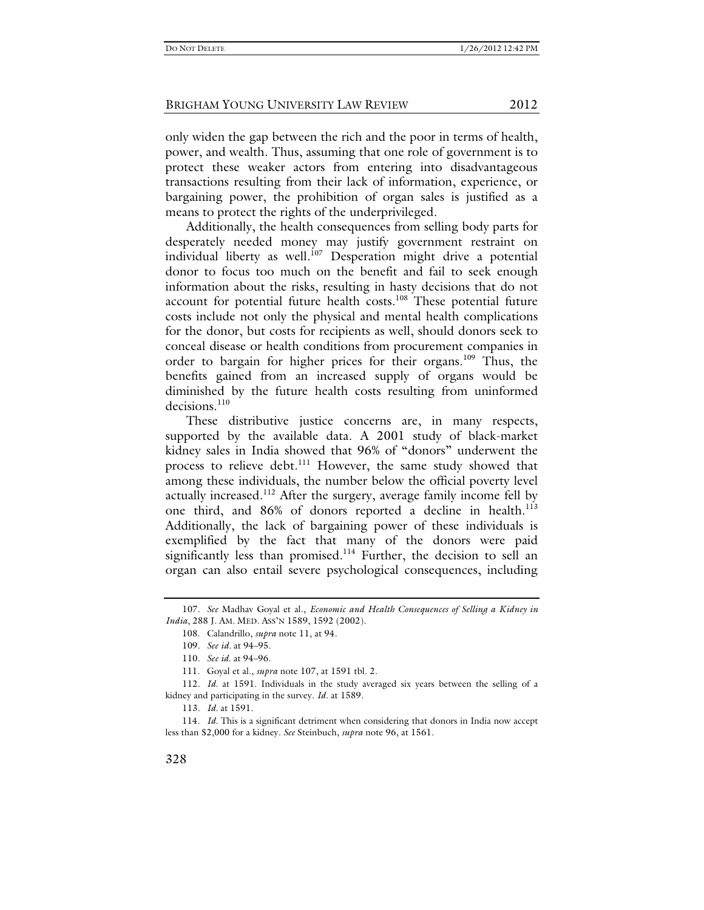only widen the gap between the rich and the poor in terms of health, power, and wealth. Thus, assuming that one role of government is to protect these weaker actors from entering into disadvantageous transactions resulting from their lack of information, experience, or bargaining power, the prohibition of organ sales is justified as a means to protect the rights of the underprivileged.

Additionally, the health consequences from selling body parts for desperately needed money may justify government restraint on individual liberty as well.[107] Desperation might drive a potential donor to focus too much on the benefit and fail to seek enough information about the risks, resulting in hasty decisions that do not account for potential future health costs.[108] These potential future costs include not only the physical and mental health complications for the donor, but costs for recipients as well, should donors seek to conceal disease or health conditions from procurement companies in order to bargain for higher prices for their organs.[109] Thus, the benefits gained from an increased supply of organs would be diminished by the future health costs resulting from uninformed decisions.[110]

These distributive justice concerns are, in many respects, supported by the available data. A 2001 study of black-market kidney sales in India showed that 96% of "donors" underwent the process to relieve debt.[111] However, the same study showed that among these individuals, the number below the official poverty level actually increased.[112] After the surgery, average family income fell by one third, and 86% of donors reported a decline in health.[113] Additionally, the lack of bargaining power of these individuals is exemplified by the fact that many of the donors were paid significantly less than promised.[114] Further, the decision to sell an organ can also entail severe psychological consequences, including

---

107. *See* Madhav Goyal et al., *Economic and Health Consequences of Selling a Kidney in India*, 288 J. AM. MED. ASS'N 1589, 1592 (2002).

108. Calandrillo, *supra* note 11, at 94.

109. *See id.* at 94–95.

110. *See id.* at 94–96.

111. Goyal et al., *supra* note 107, at 1591 tbl. 2.

112. *Id.* at 1591. Individuals in the study averaged six years between the selling of a kidney and participating in the survey. *Id.* at 1589.

113. *Id.* at 1591.

114. *Id.* This is a significant detriment when considering that donors in India now accept less than $2,000 for a kidney. *See* Steinbuch, *supra* note 96, at 1561.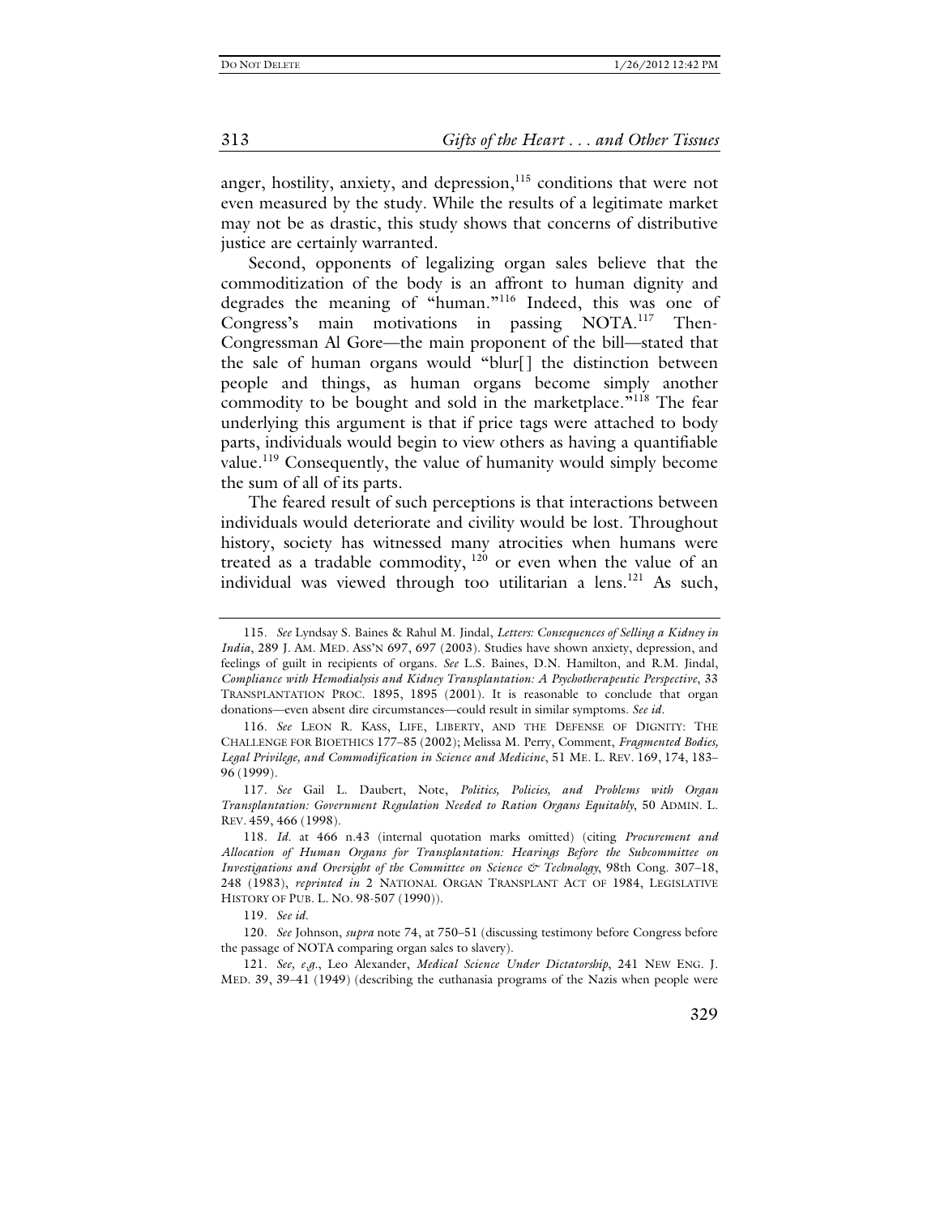anger, hostility, anxiety, and depression,[115] conditions that were not even measured by the study. While the results of a legitimate market may not be as drastic, this study shows that concerns of distributive justice are certainly warranted.

Second, opponents of legalizing organ sales believe that the commoditization of the body is an affront to human dignity and degrades the meaning of "human."[116] Indeed, this was one of Congress's main motivations in passing NOTA.[117] Then-Congressman Al Gore—the main proponent of the bill—stated that the sale of human organs would "blur[] the distinction between people and things, as human organs become simply another commodity to be bought and sold in the marketplace."[118] The fear underlying this argument is that if price tags were attached to body parts, individuals would begin to view others as having a quantifiable value.[119] Consequently, the value of humanity would simply become the sum of all of its parts.

The feared result of such perceptions is that interactions between individuals would deteriorate and civility would be lost. Throughout history, society has witnessed many atrocities when humans were treated as a tradable commodity,[120] or even when the value of an individual was viewed through too utilitarian a lens.[121] As such,

---

115. *See* Lyndsay S. Baines & Rahul M. Jindal, *Letters: Consequences of Selling a Kidney in India*, 289 J. AM. MED. ASS'N 697, 697 (2003). Studies have shown anxiety, depression, and feelings of guilt in recipients of organs. *See* L.S. Baines, D.N. Hamilton, and R.M. Jindal, *Compliance with Hemodialysis and Kidney Transplantation: A Psychotherapeutic Perspective*, 33 TRANSPLANTATION PROC. 1895, 1895 (2001). It is reasonable to conclude that organ donations—even absent dire circumstances—could result in similar symptoms. *See id.*

116. *See* LEON R. KASS, LIFE, LIBERTY, AND THE DEFENSE OF DIGNITY: THE CHALLENGE FOR BIOETHICS 177–85 (2002); Melissa M. Perry, Comment, *Fragmented Bodies, Legal Privilege, and Commodification in Science and Medicine*, 51 ME. L. REV. 169, 174, 183–96 (1999).

117. *See* Gail L. Daubert, Note, *Politics, Policies, and Problems with Organ Transplantation: Government Regulation Needed to Ration Organs Equitably*, 50 ADMIN. L. REV. 459, 466 (1998).

118. *Id.* at 466 n.43 (internal quotation marks omitted) (citing *Procurement and Allocation of Human Organs for Transplantation: Hearings Before the Subcommittee on Investigations and Oversight of the Committee on Science & Technology*, 98th Cong. 307–18, 248 (1983), *reprinted in* 2 NATIONAL ORGAN TRANSPLANT ACT OF 1984, LEGISLATIVE HISTORY OF PUB. L. NO. 98-507 (1990)).

119. *See id.*

120. *See* Johnson, *supra* note 74, at 750–51 (discussing testimony before Congress before the passage of NOTA comparing organ sales to slavery).

121. *See, e.g.*, Leo Alexander, *Medical Science Under Dictatorship*, 241 NEW ENG. J. MED. 39, 39–41 (1949) (describing the euthanasia programs of the Nazis when people were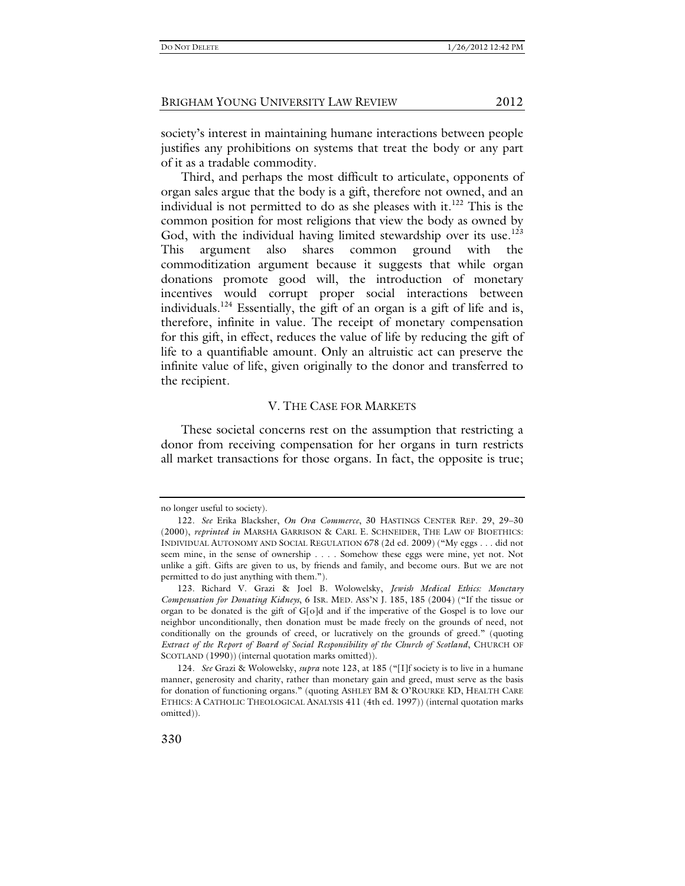society's interest in maintaining humane interactions between people justifies any prohibitions on systems that treat the body or any part of it as a tradable commodity.

Third, and perhaps the most difficult to articulate, opponents of organ sales argue that the body is a gift, therefore not owned, and an individual is not permitted to do as she pleases with it.[122] This is the common position for most religions that view the body as owned by God, with the individual having limited stewardship over its use.[123] This argument also shares common ground with the commoditization argument because it suggests that while organ donations promote good will, the introduction of monetary incentives would corrupt proper social interactions between individuals.[124] Essentially, the gift of an organ is a gift of life and is, therefore, infinite in value. The receipt of monetary compensation for this gift, in effect, reduces the value of life by reducing the gift of life to a quantifiable amount. Only an altruistic act can preserve the infinite value of life, given originally to the donor and transferred to the recipient.

## V. THE CASE FOR MARKETS

These societal concerns rest on the assumption that restricting a donor from receiving compensation for her organs in turn restricts all market transactions for those organs. In fact, the opposite is true;

---

no longer useful to society).

122. *See* Erika Blacksher, *On Ova Commerce*, 30 HASTINGS CENTER REP. 29, 29–30 (2000), *reprinted in* MARSHA GARRISON & CARL E. SCHNEIDER, THE LAW OF BIOETHICS: INDIVIDUAL AUTONOMY AND SOCIAL REGULATION 678 (2d ed. 2009) ("My eggs . . . did not seem mine, in the sense of ownership . . . . Somehow these eggs were mine, yet not. Not unlike a gift. Gifts are given to us, by friends and family, and become ours. But we are not permitted to do just anything with them.").

123. Richard V. Grazi & Joel B. Wolowelsky, *Jewish Medical Ethics: Monetary Compensation for Donating Kidneys*, 6 ISR. MED. ASS'N J. 185, 185 (2004) ("If the tissue or organ to be donated is the gift of G[o]d and if the imperative of the Gospel is to love our neighbor unconditionally, then donation must be made freely on the grounds of need, not conditionally on the grounds of creed, or lucratively on the grounds of greed." (quoting *Extract of the Report of Board of Social Responsibility of the Church of Scotland*, CHURCH OF SCOTLAND (1990)) (internal quotation marks omitted)).

124. *See* Grazi & Wolowelsky, *supra* note 123, at 185 ("[I]f society is to live in a humane manner, generosity and charity, rather than monetary gain and greed, must serve as the basis for donation of functioning organs." (quoting ASHLEY BM & O'ROURKE KD, HEALTH CARE ETHICS: A CATHOLIC THEOLOGICAL ANALYSIS 411 (4th ed. 1997)) (internal quotation marks omitted)).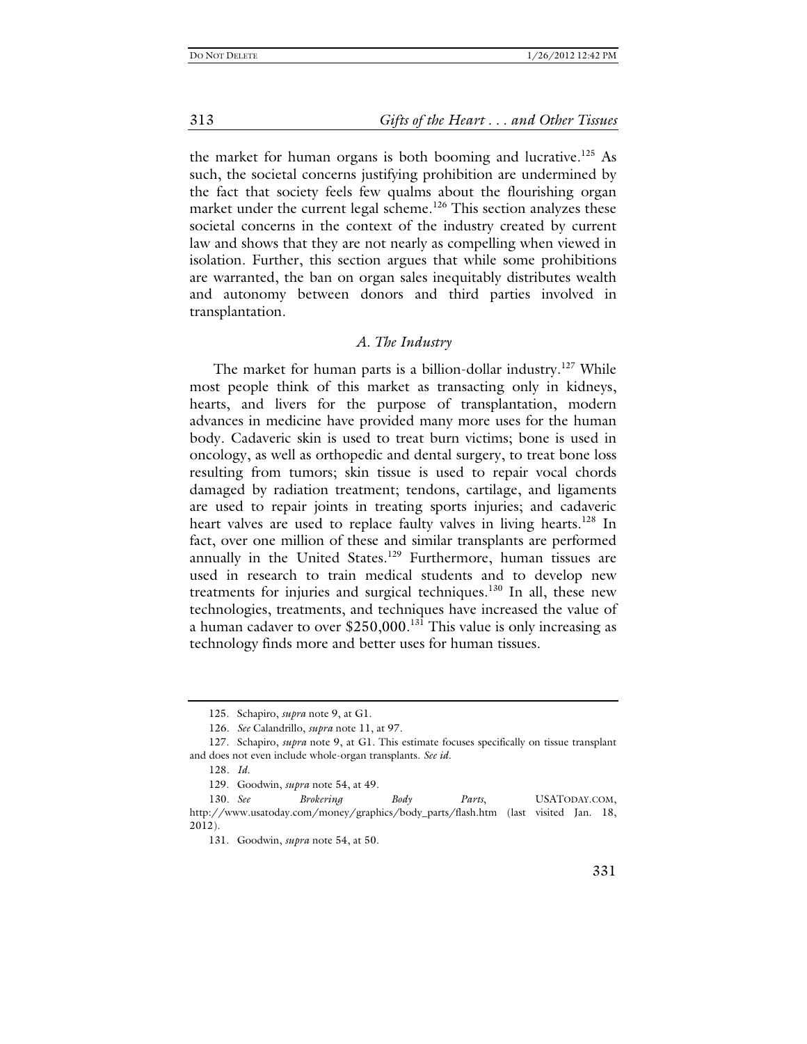the market for human organs is both booming and lucrative.[125] As such, the societal concerns justifying prohibition are undermined by the fact that society feels few qualms about the flourishing organ market under the current legal scheme.[126] This section analyzes these societal concerns in the context of the industry created by current law and shows that they are not nearly as compelling when viewed in isolation. Further, this section argues that while some prohibitions are warranted, the ban on organ sales inequitably distributes wealth and autonomy between donors and third parties involved in transplantation.

### *A. The Industry*

The market for human parts is a billion-dollar industry.[127] While most people think of this market as transacting only in kidneys, hearts, and livers for the purpose of transplantation, modern advances in medicine have provided many more uses for the human body. Cadaveric skin is used to treat burn victims; bone is used in oncology, as well as orthopedic and dental surgery, to treat bone loss resulting from tumors; skin tissue is used to repair vocal chords damaged by radiation treatment; tendons, cartilage, and ligaments are used to repair joints in treating sports injuries; and cadaveric heart valves are used to replace faulty valves in living hearts.[128] In fact, over one million of these and similar transplants are performed annually in the United States.[129] Furthermore, human tissues are used in research to train medical students and to develop new treatments for injuries and surgical techniques.[130] In all, these new technologies, treatments, and techniques have increased the value of a human cadaver to over $250,000.[131] This value is only increasing as technology finds more and better uses for human tissues.

---

125. Schapiro, *supra* note 9, at G1.

126. *See* Calandrillo, *supra* note 11, at 97.

127. Schapiro, *supra* note 9, at G1. This estimate focuses specifically on tissue transplant and does not even include whole-organ transplants. *See id.*

128. *Id.*

129. Goodwin, *supra* note 54, at 49.

130. *See* *Brokering Body Parts*, USATODAY.COM, http://www.usatoday.com/money/graphics/body_parts/flash.htm (last visited Jan. 18, 2012).

131. Goodwin, *supra* note 54, at 50.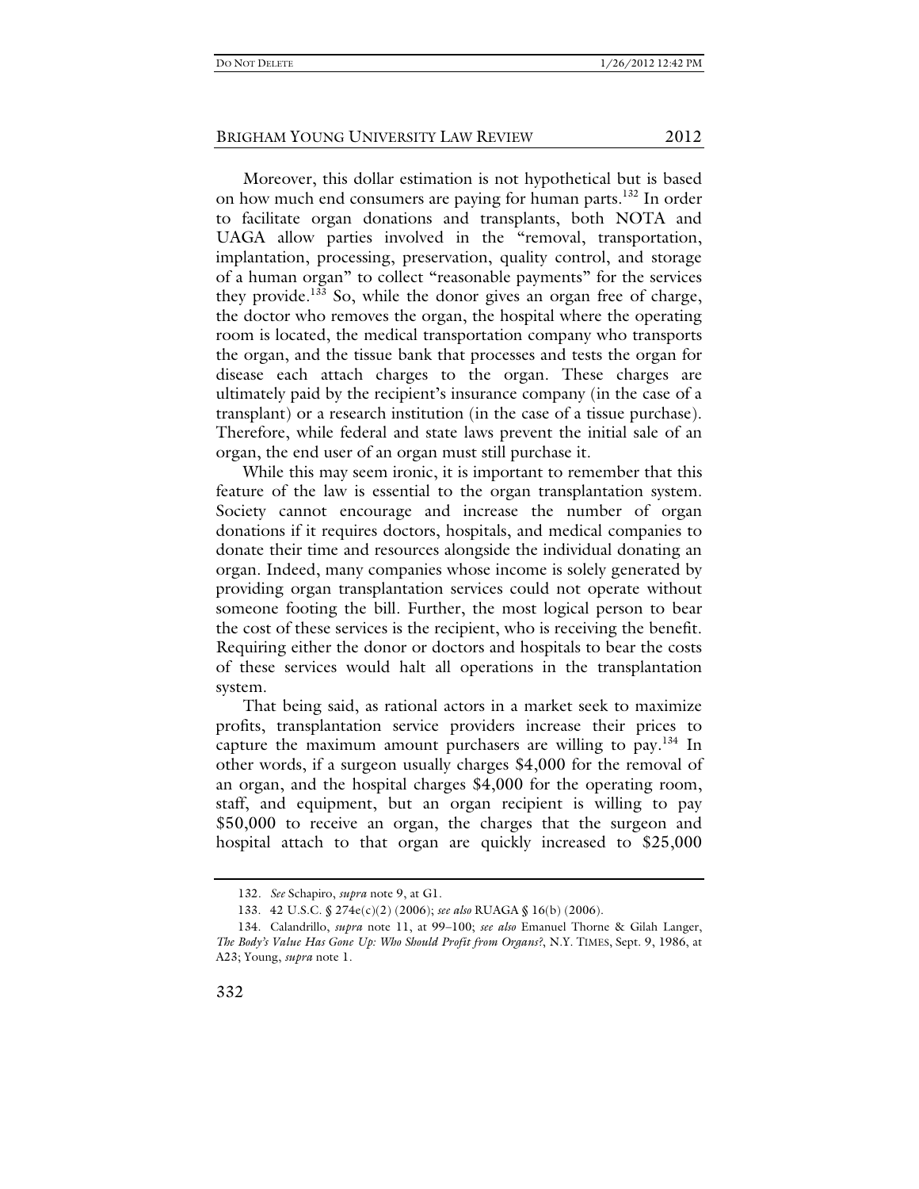Moreover, this dollar estimation is not hypothetical but is based on how much end consumers are paying for human parts.[132] In order to facilitate organ donations and transplants, both NOTA and UAGA allow parties involved in the "removal, transportation, implantation, processing, preservation, quality control, and storage of a human organ" to collect "reasonable payments" for the services they provide.[133] So, while the donor gives an organ free of charge, the doctor who removes the organ, the hospital where the operating room is located, the medical transportation company who transports the organ, and the tissue bank that processes and tests the organ for disease each attach charges to the organ. These charges are ultimately paid by the recipient's insurance company (in the case of a transplant) or a research institution (in the case of a tissue purchase). Therefore, while federal and state laws prevent the initial sale of an organ, the end user of an organ must still purchase it.

While this may seem ironic, it is important to remember that this feature of the law is essential to the organ transplantation system. Society cannot encourage and increase the number of organ donations if it requires doctors, hospitals, and medical companies to donate their time and resources alongside the individual donating an organ. Indeed, many companies whose income is solely generated by providing organ transplantation services could not operate without someone footing the bill. Further, the most logical person to bear the cost of these services is the recipient, who is receiving the benefit. Requiring either the donor or doctors and hospitals to bear the costs of these services would halt all operations in the transplantation system.

That being said, as rational actors in a market seek to maximize profits, transplantation service providers increase their prices to capture the maximum amount purchasers are willing to pay.[134] In other words, if a surgeon usually charges $4,000 for the removal of an organ, and the hospital charges $4,000 for the operating room, staff, and equipment, but an organ recipient is willing to pay $50,000 to receive an organ, the charges that the surgeon and hospital attach to that organ are quickly increased to $25,000

---

132. *See* Schapiro, *supra* note 9, at G1.

133. 42 U.S.C. § 274e(c)(2) (2006); *see also* RUAGA § 16(b) (2006).

134. Calandrillo, *supra* note 11, at 99–100; *see also* Emanuel Thorne & Gilah Langer, *The Body's Value Has Gone Up: Who Should Profit from Organs?*, N.Y. TIMES, Sept. 9, 1986, at A23; Young, *supra* note 1.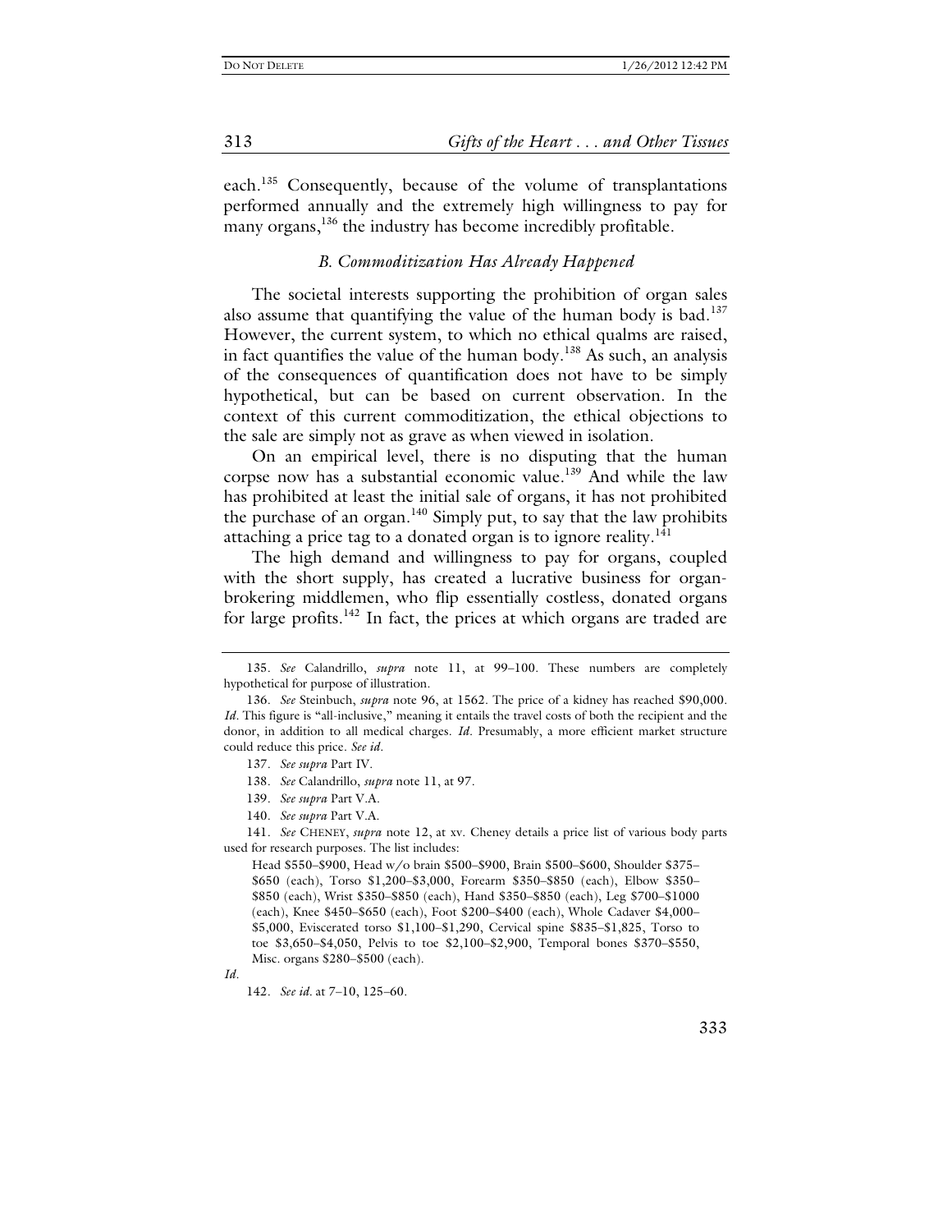each.[135] Consequently, because of the volume of transplantations performed annually and the extremely high willingness to pay for many organs,[136] the industry has become incredibly profitable.

### *B. Commoditization Has Already Happened*

The societal interests supporting the prohibition of organ sales also assume that quantifying the value of the human body is bad.[137] However, the current system, to which no ethical qualms are raised, in fact quantifies the value of the human body.[138] As such, an analysis of the consequences of quantification does not have to be simply hypothetical, but can be based on current observation. In the context of this current commoditization, the ethical objections to the sale are simply not as grave as when viewed in isolation.

On an empirical level, there is no disputing that the human corpse now has a substantial economic value.[139] And while the law has prohibited at least the initial sale of organs, it has not prohibited the purchase of an organ.[140] Simply put, to say that the law prohibits attaching a price tag to a donated organ is to ignore reality.[141]

The high demand and willingness to pay for organs, coupled with the short supply, has created a lucrative business for organ-brokering middlemen, who flip essentially costless, donated organs for large profits.[142] In fact, the prices at which organs are traded are

---

135. *See* Calandrillo, *supra* note 11, at 99–100. These numbers are completely hypothetical for purpose of illustration.

136. *See* Steinbuch, *supra* note 96, at 1562. The price of a kidney has reached $90,000. *Id*. This figure is "all-inclusive," meaning it entails the travel costs of both the recipient and the donor, in addition to all medical charges. *Id*. Presumably, a more efficient market structure could reduce this price. *See id*.

137. *See supra* Part IV.

138. *See* Calandrillo, *supra* note 11, at 97.

139. *See supra* Part V.A.

140. *See supra* Part V.A.

141. *See* CHENEY, *supra* note 12, at xv. Cheney details a price list of various body parts used for research purposes. The list includes:

> Head $550–$900, Head w/o brain $500–$900, Brain $500–$600, Shoulder $375–$650 (each), Torso $1,200–$3,000, Forearm $350–$850 (each), Elbow $350–$850 (each), Wrist $350–$850 (each), Hand $350–$850 (each), Leg $700–$1000 (each), Knee $450–$650 (each), Foot $200–$400 (each), Whole Cadaver $4,000–$5,000, Eviscerated torso $1,100–$1,290, Cervical spine $835–$1,825, Torso to toe $3,650–$4,050, Pelvis to toe $2,100–$2,900, Temporal bones $370–$550, Misc. organs $280–$500 (each).

*Id*.

142. *See id*. at 7–10, 125–60.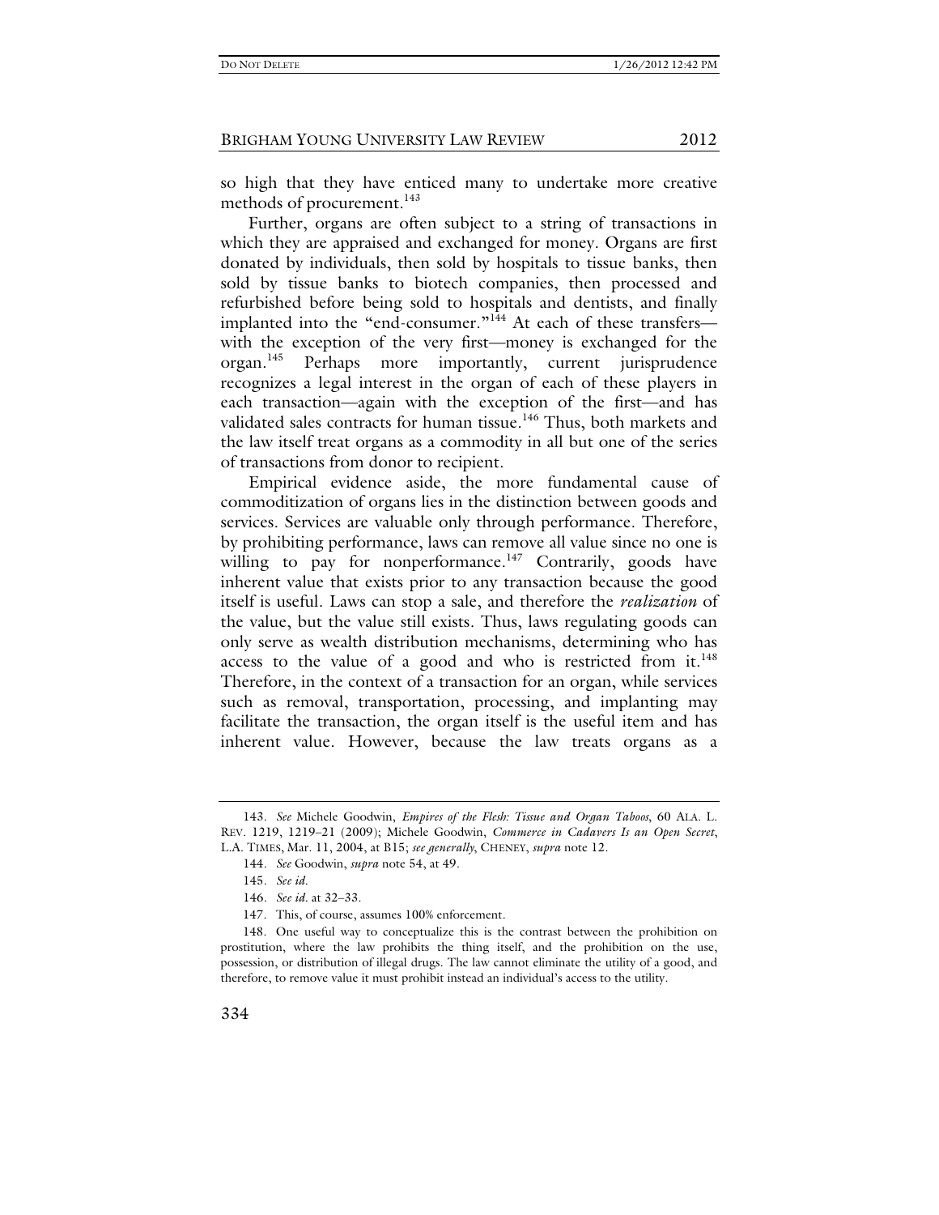so high that they have enticed many to undertake more creative methods of procurement.[143]

Further, organs are often subject to a string of transactions in which they are appraised and exchanged for money. Organs are first donated by individuals, then sold by hospitals to tissue banks, then sold by tissue banks to biotech companies, then processed and refurbished before being sold to hospitals and dentists, and finally implanted into the "end-consumer."[144] At each of these transfers—with the exception of the very first—money is exchanged for the organ.[145] Perhaps more importantly, current jurisprudence recognizes a legal interest in the organ of each of these players in each transaction—again with the exception of the first—and has validated sales contracts for human tissue.[146] Thus, both markets and the law itself treat organs as a commodity in all but one of the series of transactions from donor to recipient.

Empirical evidence aside, the more fundamental cause of commoditization of organs lies in the distinction between goods and services. Services are valuable only through performance. Therefore, by prohibiting performance, laws can remove all value since no one is willing to pay for nonperformance.[147] Contrarily, goods have inherent value that exists prior to any transaction because the good itself is useful. Laws can stop a sale, and therefore the *realization* of the value, but the value still exists. Thus, laws regulating goods can only serve as wealth distribution mechanisms, determining who has access to the value of a good and who is restricted from it.[148] Therefore, in the context of a transaction for an organ, while services such as removal, transportation, processing, and implanting may facilitate the transaction, the organ itself is the useful item and has inherent value. However, because the law treats organs as a

---

143. *See* Michele Goodwin, *Empires of the Flesh: Tissue and Organ Taboos*, 60 ALA. L. REV. 1219, 1219–21 (2009); Michele Goodwin, *Commerce in Cadavers Is an Open Secret*, L.A. TIMES, Mar. 11, 2004, at B15; *see generally*, CHENEY, *supra* note 12.

144. *See* Goodwin, *supra* note 54, at 49.

145. *See id.*

146. *See id.* at 32–33.

147. This, of course, assumes 100% enforcement.

148. One useful way to conceptualize this is the contrast between the prohibition on prostitution, where the law prohibits the thing itself, and the prohibition on the use, possession, or distribution of illegal drugs. The law cannot eliminate the utility of a good, and therefore, to remove value it must prohibit instead an individual's access to the utility.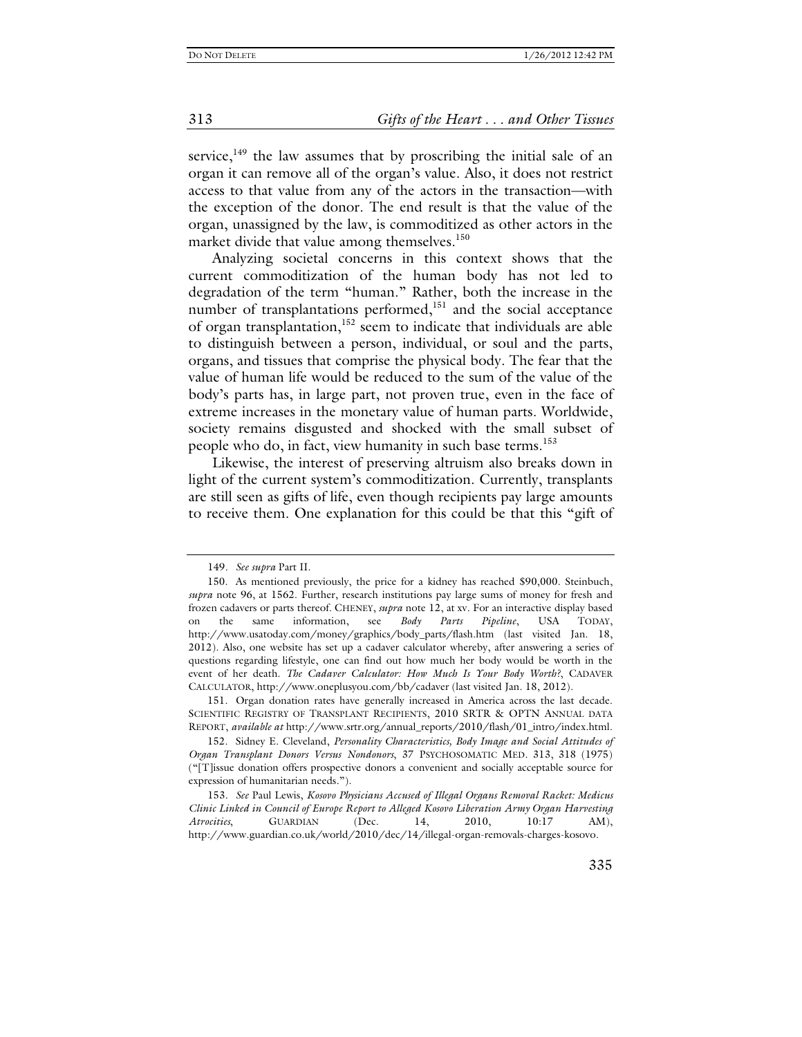service,[149] the law assumes that by proscribing the initial sale of an organ it can remove all of the organ's value. Also, it does not restrict access to that value from any of the actors in the transaction—with the exception of the donor. The end result is that the value of the organ, unassigned by the law, is commoditized as other actors in the market divide that value among themselves.[150]

Analyzing societal concerns in this context shows that the current commoditization of the human body has not led to degradation of the term "human." Rather, both the increase in the number of transplantations performed,[151] and the social acceptance of organ transplantation,[152] seem to indicate that individuals are able to distinguish between a person, individual, or soul and the parts, organs, and tissues that comprise the physical body. The fear that the value of human life would be reduced to the sum of the value of the body's parts has, in large part, not proven true, even in the face of extreme increases in the monetary value of human parts. Worldwide, society remains disgusted and shocked with the small subset of people who do, in fact, view humanity in such base terms.[153]

Likewise, the interest of preserving altruism also breaks down in light of the current system's commoditization. Currently, transplants are still seen as gifts of life, even though recipients pay large amounts to receive them. One explanation for this could be that this "gift of

---

149. *See supra* Part II.

150. As mentioned previously, the price for a kidney has reached $90,000. Steinbuch, *supra* note 96, at 1562. Further, research institutions pay large sums of money for fresh and frozen cadavers or parts thereof. CHENEY, *supra* note 12, at xv. For an interactive display based on the same information, see *Body Parts Pipeline*, USA TODAY, http://www.usatoday.com/money/graphics/body_parts/flash.htm (last visited Jan. 18, 2012). Also, one website has set up a cadaver calculator whereby, after answering a series of questions regarding lifestyle, one can find out how much her body would be worth in the event of her death. *The Cadaver Calculator: How Much Is Your Body Worth?*, CADAVER CALCULATOR, http://www.oneplusyou.com/bb/cadaver (last visited Jan. 18, 2012).

151. Organ donation rates have generally increased in America across the last decade. SCIENTIFIC REGISTRY OF TRANSPLANT RECIPIENTS, 2010 SRTR & OPTN ANNUAL DATA REPORT, *available at* http://www.srtr.org/annual_reports/2010/flash/01_intro/index.html.

152. Sidney E. Cleveland, *Personality Characteristics, Body Image and Social Attitudes of Organ Transplant Donors Versus Nondonors*, 37 PSYCHOSOMATIC MED. 313, 318 (1975) ("[T]issue donation offers prospective donors a convenient and socially acceptable source for expression of humanitarian needs.").

153. *See* Paul Lewis, *Kosovo Physicians Accused of Illegal Organs Removal Racket: Medicus Clinic Linked in Council of Europe Report to Alleged Kosovo Liberation Army Organ Harvesting Atrocities*, GUARDIAN (Dec. 14, 2010, 10:17 AM), http://www.guardian.co.uk/world/2010/dec/14/illegal-organ-removals-charges-kosovo.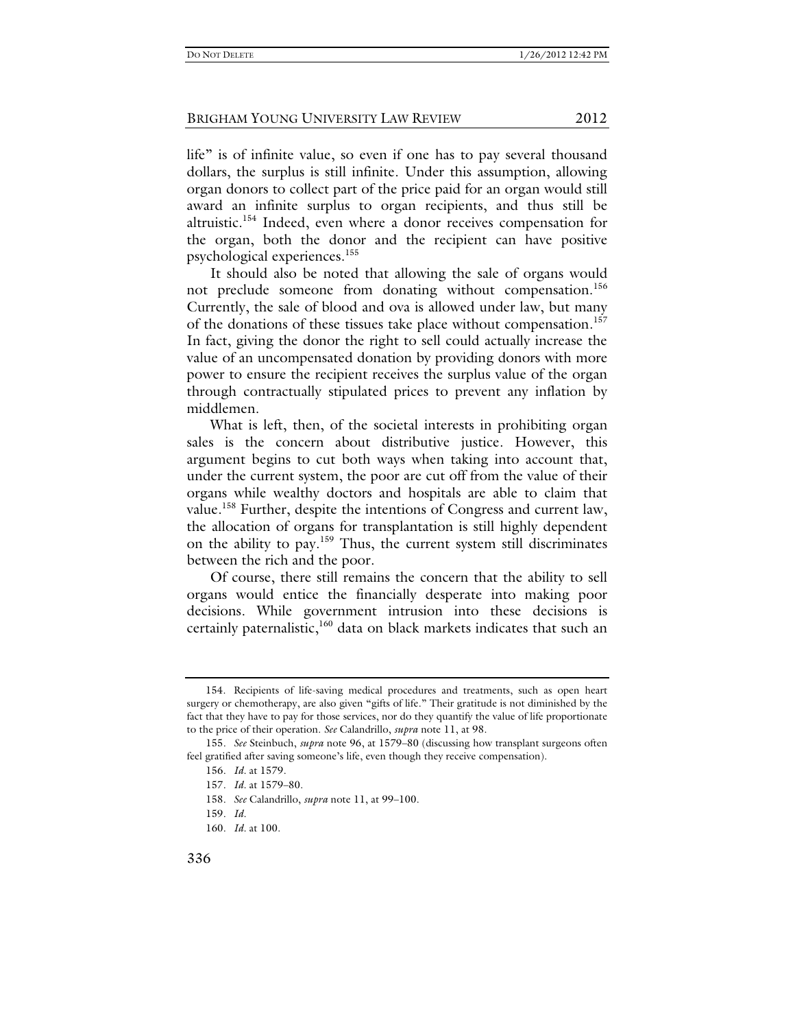life" is of infinite value, so even if one has to pay several thousand dollars, the surplus is still infinite. Under this assumption, allowing organ donors to collect part of the price paid for an organ would still award an infinite surplus to organ recipients, and thus still be altruistic.[154] Indeed, even where a donor receives compensation for the organ, both the donor and the recipient can have positive psychological experiences.[155]

It should also be noted that allowing the sale of organs would not preclude someone from donating without compensation.[156] Currently, the sale of blood and ova is allowed under law, but many of the donations of these tissues take place without compensation.[157] In fact, giving the donor the right to sell could actually increase the value of an uncompensated donation by providing donors with more power to ensure the recipient receives the surplus value of the organ through contractually stipulated prices to prevent any inflation by middlemen.

What is left, then, of the societal interests in prohibiting organ sales is the concern about distributive justice. However, this argument begins to cut both ways when taking into account that, under the current system, the poor are cut off from the value of their organs while wealthy doctors and hospitals are able to claim that value.[158] Further, despite the intentions of Congress and current law, the allocation of organs for transplantation is still highly dependent on the ability to pay.[159] Thus, the current system still discriminates between the rich and the poor.

Of course, there still remains the concern that the ability to sell organs would entice the financially desperate into making poor decisions. While government intrusion into these decisions is certainly paternalistic,[160] data on black markets indicates that such an

---

154. Recipients of life-saving medical procedures and treatments, such as open heart surgery or chemotherapy, are also given "gifts of life." Their gratitude is not diminished by the fact that they have to pay for those services, nor do they quantify the value of life proportionate to the price of their operation. *See* Calandrillo, *supra* note 11, at 98.

155. *See* Steinbuch, *supra* note 96, at 1579–80 (discussing how transplant surgeons often feel gratified after saving someone's life, even though they receive compensation).

156. *Id.* at 1579.

157. *Id.* at 1579–80.

158. *See* Calandrillo, *supra* note 11, at 99–100.

159. *Id.*

160. *Id.* at 100.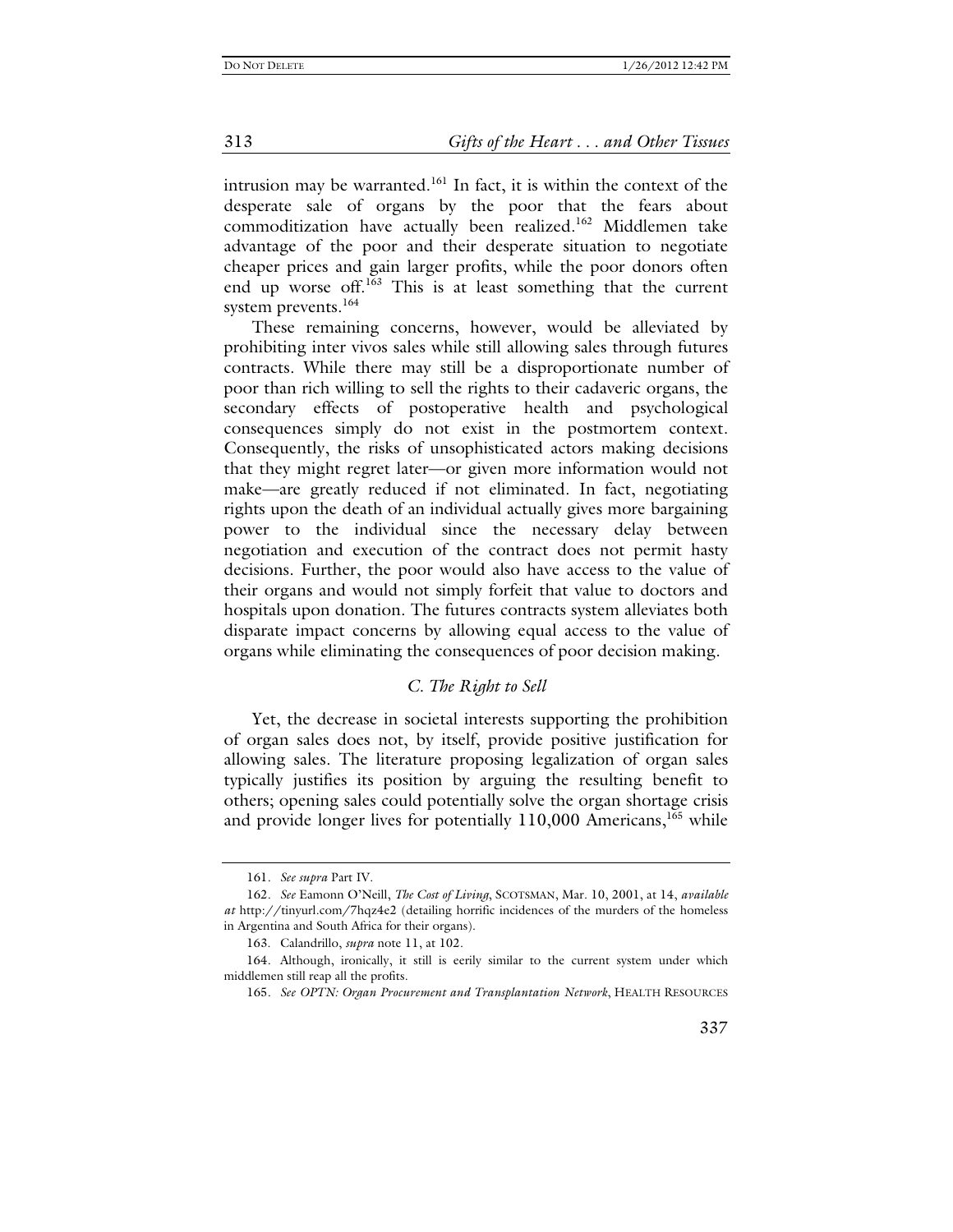intrusion may be warranted.[161] In fact, it is within the context of the desperate sale of organs by the poor that the fears about commoditization have actually been realized.[162] Middlemen take advantage of the poor and their desperate situation to negotiate cheaper prices and gain larger profits, while the poor donors often end up worse off.[163] This is at least something that the current system prevents.[164]

These remaining concerns, however, would be alleviated by prohibiting inter vivos sales while still allowing sales through futures contracts. While there may still be a disproportionate number of poor than rich willing to sell the rights to their cadaveric organs, the secondary effects of postoperative health and psychological consequences simply do not exist in the postmortem context. Consequently, the risks of unsophisticated actors making decisions that they might regret later—or given more information would not make—are greatly reduced if not eliminated. In fact, negotiating rights upon the death of an individual actually gives more bargaining power to the individual since the necessary delay between negotiation and execution of the contract does not permit hasty decisions. Further, the poor would also have access to the value of their organs and would not simply forfeit that value to doctors and hospitals upon donation. The futures contracts system alleviates both disparate impact concerns by allowing equal access to the value of organs while eliminating the consequences of poor decision making.

### *C. The Right to Sell*

Yet, the decrease in societal interests supporting the prohibition of organ sales does not, by itself, provide positive justification for allowing sales. The literature proposing legalization of organ sales typically justifies its position by arguing the resulting benefit to others; opening sales could potentially solve the organ shortage crisis and provide longer lives for potentially 110,000 Americans,[165] while

---

161. *See supra* Part IV.

162. *See* Eamonn O'Neill, *The Cost of Living*, SCOTSMAN, Mar. 10, 2001, at 14, *available at* http://tinyurl.com/7hqz4e2 (detailing horrific incidences of the murders of the homeless in Argentina and South Africa for their organs).

163. Calandrillo, *supra* note 11, at 102.

164. Although, ironically, it still is eerily similar to the current system under which middlemen still reap all the profits.

165. *See OPTN: Organ Procurement and Transplantation Network*, HEALTH RESOURCES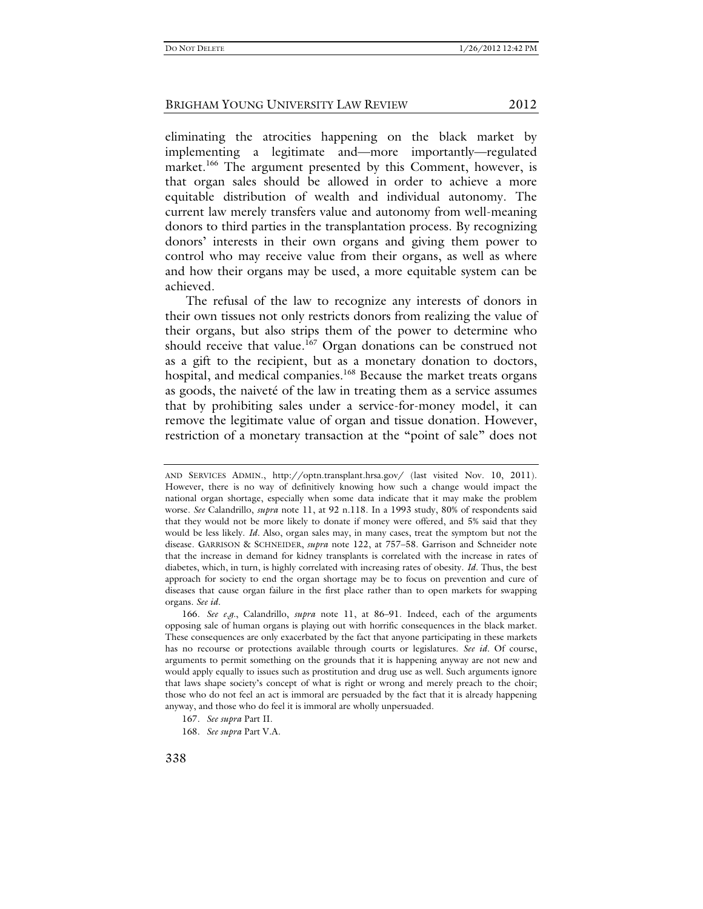eliminating the atrocities happening on the black market by implementing a legitimate and—more importantly—regulated market.[166] The argument presented by this Comment, however, is that organ sales should be allowed in order to achieve a more equitable distribution of wealth and individual autonomy. The current law merely transfers value and autonomy from well-meaning donors to third parties in the transplantation process. By recognizing donors' interests in their own organs and giving them power to control who may receive value from their organs, as well as where and how their organs may be used, a more equitable system can be achieved.

The refusal of the law to recognize any interests of donors in their own tissues not only restricts donors from realizing the value of their organs, but also strips them of the power to determine who should receive that value.[167] Organ donations can be construed not as a gift to the recipient, but as a monetary donation to doctors, hospital, and medical companies.[168] Because the market treats organs as goods, the naiveté of the law in treating them as a service assumes that by prohibiting sales under a service-for-money model, it can remove the legitimate value of organ and tissue donation. However, restriction of a monetary transaction at the "point of sale" does not

---

AND SERVICES ADMIN., http://optn.transplant.hrsa.gov/ (last visited Nov. 10, 2011). However, there is no way of definitively knowing how such a change would impact the national organ shortage, especially when some data indicate that it may make the problem worse. *See* Calandrillo, *supra* note 11, at 92 n.118. In a 1993 study, 80% of respondents said that they would not be more likely to donate if money were offered, and 5% said that they would be less likely. *Id*. Also, organ sales may, in many cases, treat the symptom but not the disease. GARRISON & SCHNEIDER, *supra* note 122, at 757–58. Garrison and Schneider note that the increase in demand for kidney transplants is correlated with the increase in rates of diabetes, which, in turn, is highly correlated with increasing rates of obesity. *Id*. Thus, the best approach for society to end the organ shortage may be to focus on prevention and cure of diseases that cause organ failure in the first place rather than to open markets for swapping organs. *See id*.

166. *See e.g.*, Calandrillo, *supra* note 11, at 86–91. Indeed, each of the arguments opposing sale of human organs is playing out with horrific consequences in the black market. These consequences are only exacerbated by the fact that anyone participating in these markets has no recourse or protections available through courts or legislatures. *See id*. Of course, arguments to permit something on the grounds that it is happening anyway are not new and would apply equally to issues such as prostitution and drug use as well. Such arguments ignore that laws shape society's concept of what is right or wrong and merely preach to the choir; those who do not feel an act is immoral are persuaded by the fact that it is already happening anyway, and those who do feel it is immoral are wholly unpersuaded.

167. *See supra* Part II.

168. *See supra* Part V.A.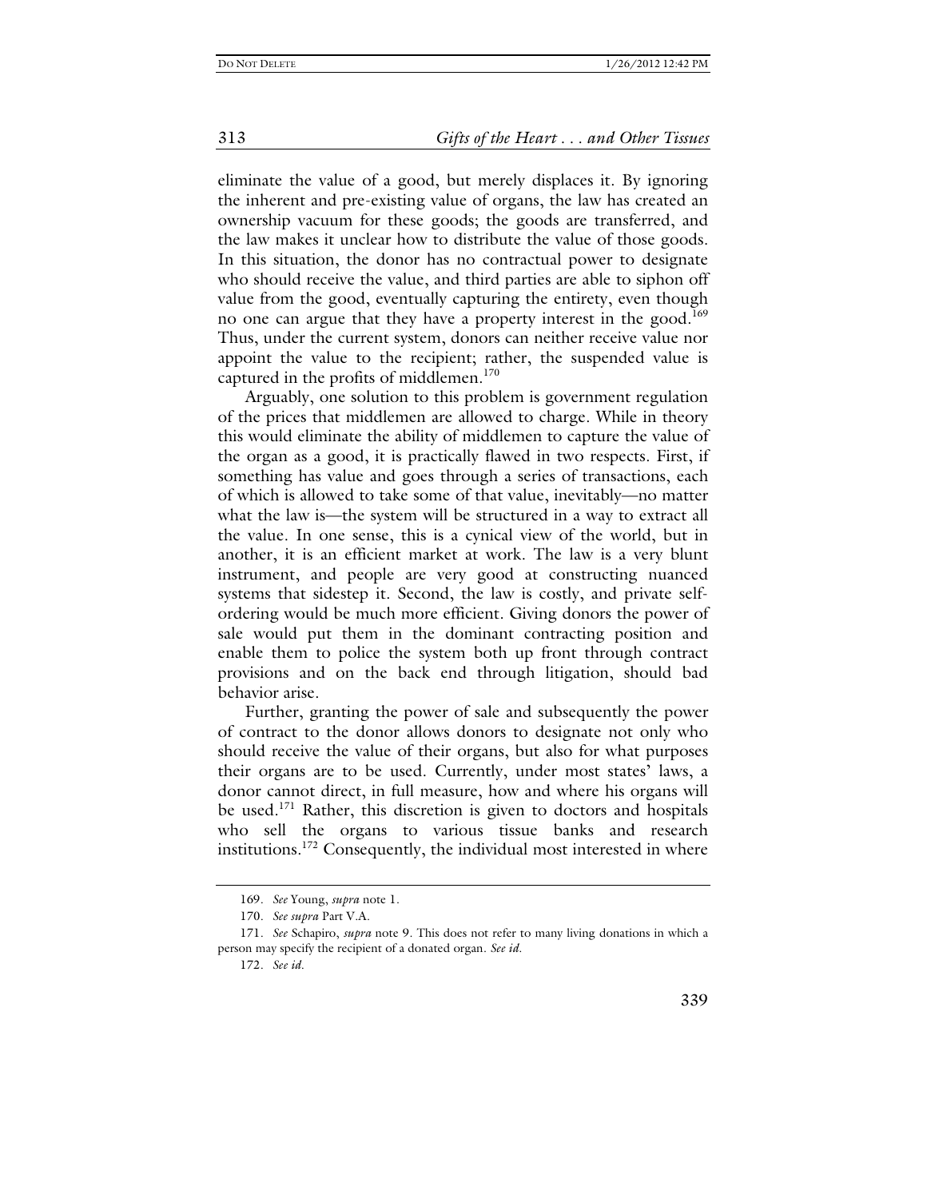eliminate the value of a good, but merely displaces it. By ignoring the inherent and pre-existing value of organs, the law has created an ownership vacuum for these goods; the goods are transferred, and the law makes it unclear how to distribute the value of those goods. In this situation, the donor has no contractual power to designate who should receive the value, and third parties are able to siphon off value from the good, eventually capturing the entirety, even though no one can argue that they have a property interest in the good.[169] Thus, under the current system, donors can neither receive value nor appoint the value to the recipient; rather, the suspended value is captured in the profits of middlemen.[170]

Arguably, one solution to this problem is government regulation of the prices that middlemen are allowed to charge. While in theory this would eliminate the ability of middlemen to capture the value of the organ as a good, it is practically flawed in two respects. First, if something has value and goes through a series of transactions, each of which is allowed to take some of that value, inevitably—no matter what the law is—the system will be structured in a way to extract all the value. In one sense, this is a cynical view of the world, but in another, it is an efficient market at work. The law is a very blunt instrument, and people are very good at constructing nuanced systems that sidestep it. Second, the law is costly, and private self-ordering would be much more efficient. Giving donors the power of sale would put them in the dominant contracting position and enable them to police the system both up front through contract provisions and on the back end through litigation, should bad behavior arise.

Further, granting the power of sale and subsequently the power of contract to the donor allows donors to designate not only who should receive the value of their organs, but also for what purposes their organs are to be used. Currently, under most states' laws, a donor cannot direct, in full measure, how and where his organs will be used.[171] Rather, this discretion is given to doctors and hospitals who sell the organs to various tissue banks and research institutions.[172] Consequently, the individual most interested in where

---

169. *See* Young, *supra* note 1.

170. *See supra* Part V.A.

171. *See* Schapiro, *supra* note 9. This does not refer to many living donations in which a person may specify the recipient of a donated organ. *See id.*

172. *See id.*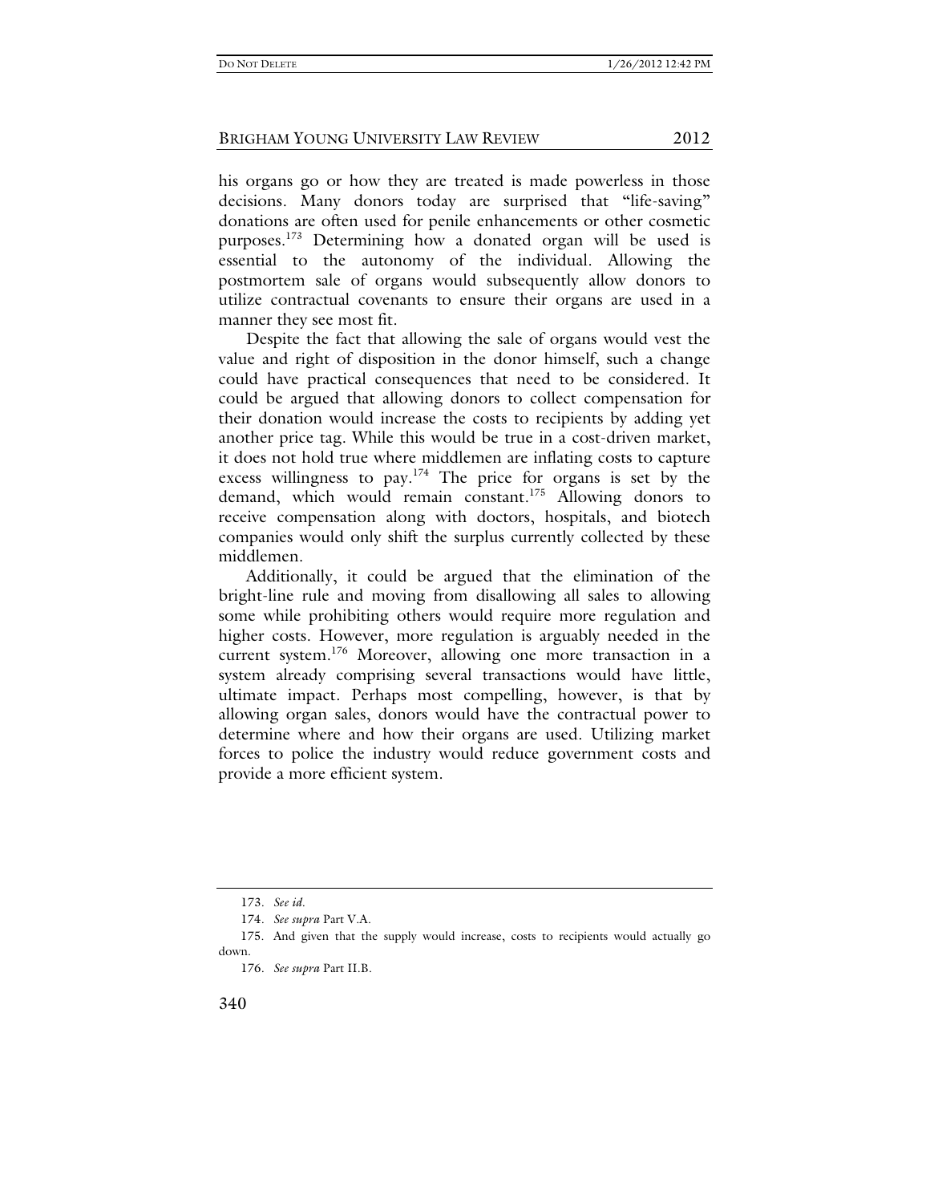his organs go or how they are treated is made powerless in those decisions. Many donors today are surprised that "life-saving" donations are often used for penile enhancements or other cosmetic purposes.[173] Determining how a donated organ will be used is essential to the autonomy of the individual. Allowing the postmortem sale of organs would subsequently allow donors to utilize contractual covenants to ensure their organs are used in a manner they see most fit.

Despite the fact that allowing the sale of organs would vest the value and right of disposition in the donor himself, such a change could have practical consequences that need to be considered. It could be argued that allowing donors to collect compensation for their donation would increase the costs to recipients by adding yet another price tag. While this would be true in a cost-driven market, it does not hold true where middlemen are inflating costs to capture excess willingness to pay.[174] The price for organs is set by the demand, which would remain constant.[175] Allowing donors to receive compensation along with doctors, hospitals, and biotech companies would only shift the surplus currently collected by these middlemen.

Additionally, it could be argued that the elimination of the bright-line rule and moving from disallowing all sales to allowing some while prohibiting others would require more regulation and higher costs. However, more regulation is arguably needed in the current system.[176] Moreover, allowing one more transaction in a system already comprising several transactions would have little, ultimate impact. Perhaps most compelling, however, is that by allowing organ sales, donors would have the contractual power to determine where and how their organs are used. Utilizing market forces to police the industry would reduce government costs and provide a more efficient system.

---

173. *See id.*

174. *See supra* Part V.A.

175. And given that the supply would increase, costs to recipients would actually go down.

176. *See supra* Part II.B.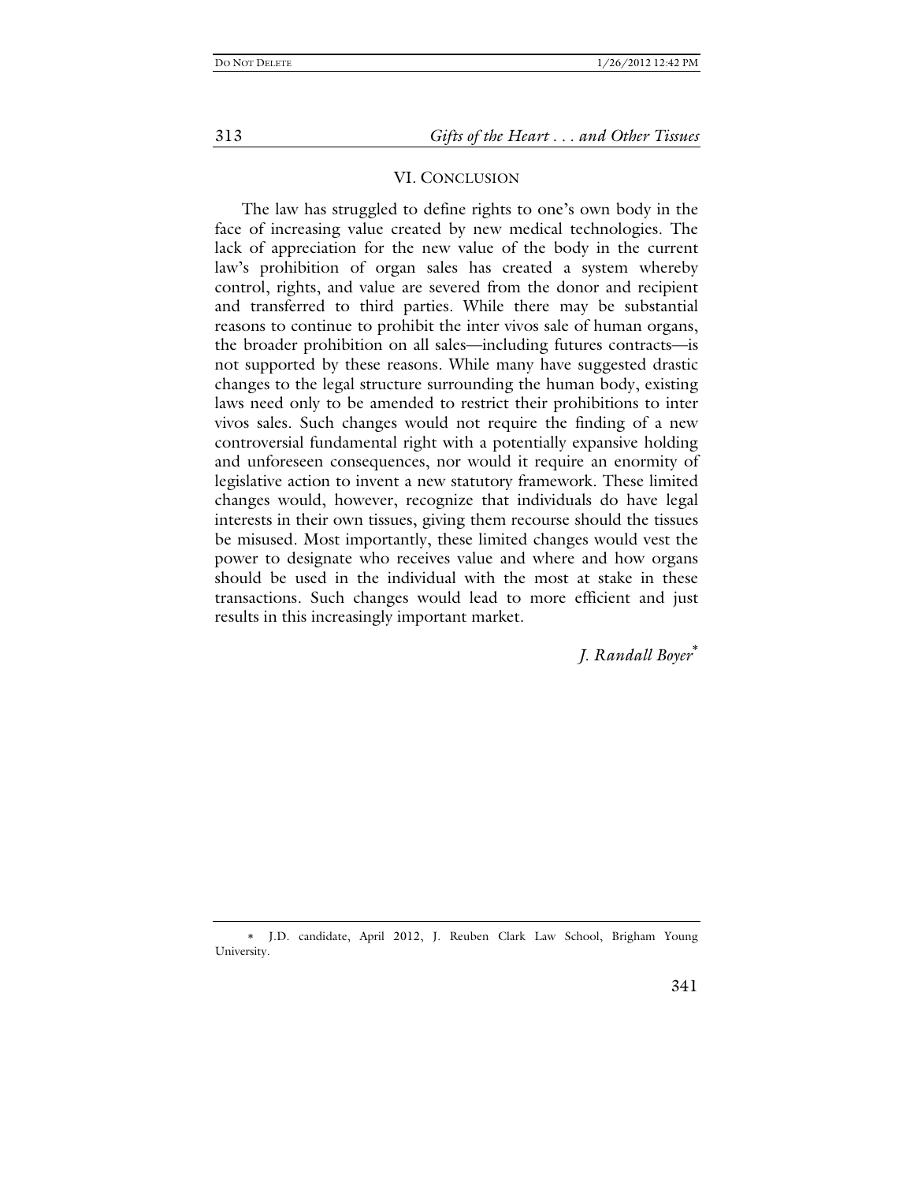## VI. CONCLUSION

The law has struggled to define rights to one's own body in the face of increasing value created by new medical technologies. The lack of appreciation for the new value of the body in the current law's prohibition of organ sales has created a system whereby control, rights, and value are severed from the donor and recipient and transferred to third parties. While there may be substantial reasons to continue to prohibit the inter vivos sale of human organs, the broader prohibition on all sales—including futures contracts—is not supported by these reasons. While many have suggested drastic changes to the legal structure surrounding the human body, existing laws need only to be amended to restrict their prohibitions to inter vivos sales. Such changes would not require the finding of a new controversial fundamental right with a potentially expansive holding and unforeseen consequences, nor would it require an enormity of legislative action to invent a new statutory framework. These limited changes would, however, recognize that individuals do have legal interests in their own tissues, giving them recourse should the tissues be misused. Most importantly, these limited changes would vest the power to designate who receives value and where and how organs should be used in the individual with the most at stake in these transactions. Such changes would lead to more efficient and just results in this increasingly important market.

*J. Randall Boyer*[*]

---

[*] J.D. candidate, April 2012, J. Reuben Clark Law School, Brigham Young University.